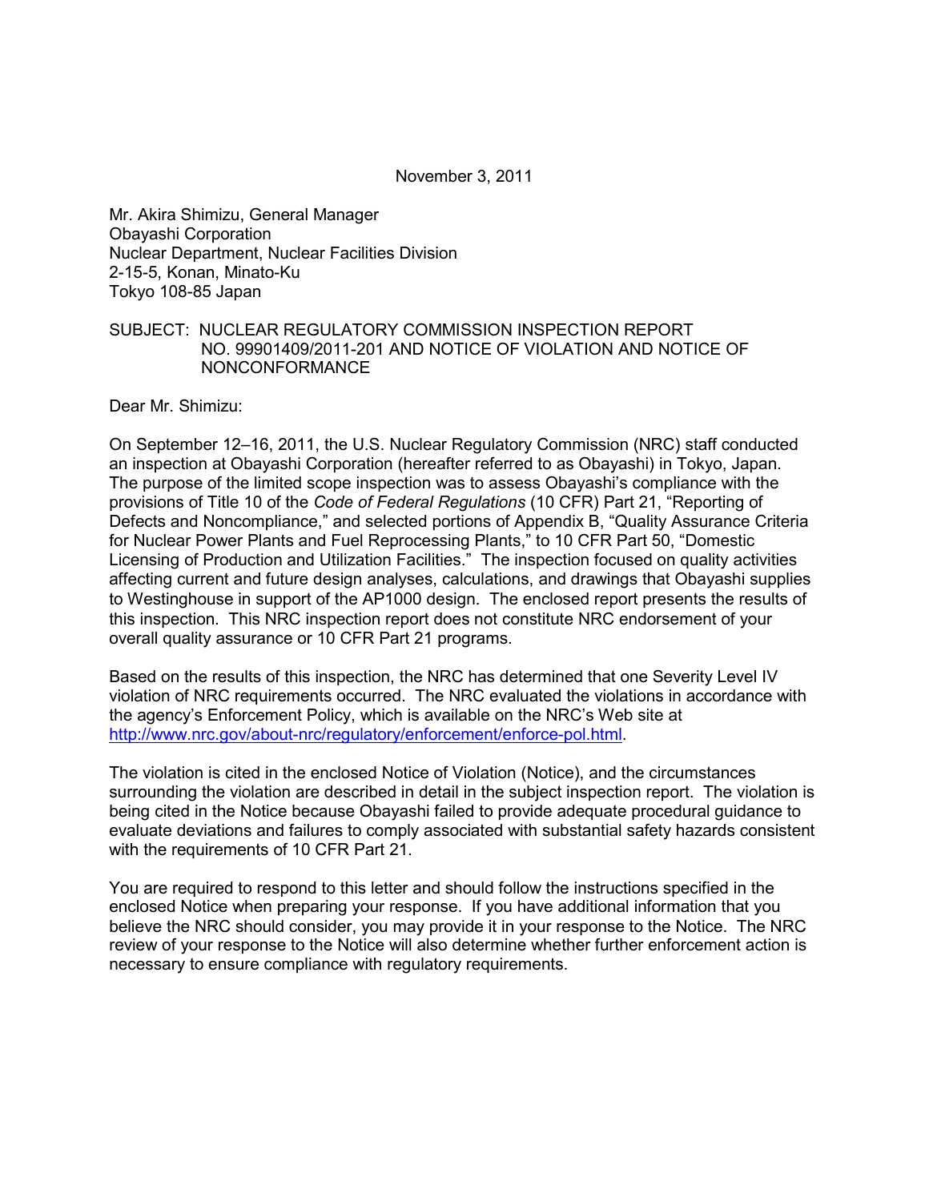November 3, 2011

Mr. Akira Shimizu, General Manager
Obayashi Corporation
Nuclear Department, Nuclear Facilities Division
2-15-5, Konan, Minato-Ku
Tokyo 108-85 Japan

SUBJECT: NUCLEAR REGULATORY COMMISSION INSPECTION REPORT NO. 99901409/2011-201 AND NOTICE OF VIOLATION AND NOTICE OF NONCONFORMANCE

Dear Mr. Shimizu:

On September 12–16, 2011, the U.S. Nuclear Regulatory Commission (NRC) staff conducted an inspection at Obayashi Corporation (hereafter referred to as Obayashi) in Tokyo, Japan. The purpose of the limited scope inspection was to assess Obayashi's compliance with the provisions of Title 10 of the *Code of Federal Regulations* (10 CFR) Part 21, "Reporting of Defects and Noncompliance," and selected portions of Appendix B, "Quality Assurance Criteria for Nuclear Power Plants and Fuel Reprocessing Plants," to 10 CFR Part 50, "Domestic Licensing of Production and Utilization Facilities." The inspection focused on quality activities affecting current and future design analyses, calculations, and drawings that Obayashi supplies to Westinghouse in support of the AP1000 design. The enclosed report presents the results of this inspection. This NRC inspection report does not constitute NRC endorsement of your overall quality assurance or 10 CFR Part 21 programs.

Based on the results of this inspection, the NRC has determined that one Severity Level IV violation of NRC requirements occurred. The NRC evaluated the violations in accordance with the agency's Enforcement Policy, which is available on the NRC's Web site at http://www.nrc.gov/about-nrc/regulatory/enforcement/enforce-pol.html.

The violation is cited in the enclosed Notice of Violation (Notice), and the circumstances surrounding the violation are described in detail in the subject inspection report. The violation is being cited in the Notice because Obayashi failed to provide adequate procedural guidance to evaluate deviations and failures to comply associated with substantial safety hazards consistent with the requirements of 10 CFR Part 21.

You are required to respond to this letter and should follow the instructions specified in the enclosed Notice when preparing your response. If you have additional information that you believe the NRC should consider, you may provide it in your response to the Notice. The NRC review of your response to the Notice will also determine whether further enforcement action is necessary to ensure compliance with regulatory requirements.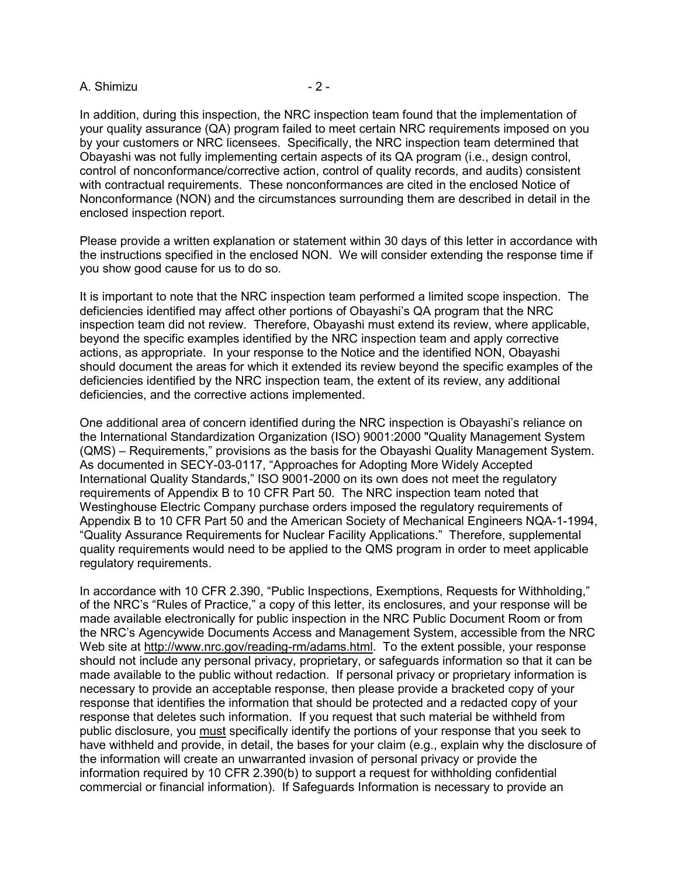In addition, during this inspection, the NRC inspection team found that the implementation of your quality assurance (QA) program failed to meet certain NRC requirements imposed on you by your customers or NRC licensees. Specifically, the NRC inspection team determined that Obayashi was not fully implementing certain aspects of its QA program (i.e., design control, control of nonconformance/corrective action, control of quality records, and audits) consistent with contractual requirements. These nonconformances are cited in the enclosed Notice of Nonconformance (NON) and the circumstances surrounding them are described in detail in the enclosed inspection report.

Please provide a written explanation or statement within 30 days of this letter in accordance with the instructions specified in the enclosed NON. We will consider extending the response time if you show good cause for us to do so.

It is important to note that the NRC inspection team performed a limited scope inspection. The deficiencies identified may affect other portions of Obayashi's QA program that the NRC inspection team did not review. Therefore, Obayashi must extend its review, where applicable, beyond the specific examples identified by the NRC inspection team and apply corrective actions, as appropriate. In your response to the Notice and the identified NON, Obayashi should document the areas for which it extended its review beyond the specific examples of the deficiencies identified by the NRC inspection team, the extent of its review, any additional deficiencies, and the corrective actions implemented.

One additional area of concern identified during the NRC inspection is Obayashi's reliance on the International Standardization Organization (ISO) 9001:2000 "Quality Management System (QMS) – Requirements," provisions as the basis for the Obayashi Quality Management System. As documented in SECY-03-0117, "Approaches for Adopting More Widely Accepted International Quality Standards," ISO 9001-2000 on its own does not meet the regulatory requirements of Appendix B to 10 CFR Part 50. The NRC inspection team noted that Westinghouse Electric Company purchase orders imposed the regulatory requirements of Appendix B to 10 CFR Part 50 and the American Society of Mechanical Engineers NQA-1-1994, "Quality Assurance Requirements for Nuclear Facility Applications." Therefore, supplemental quality requirements would need to be applied to the QMS program in order to meet applicable regulatory requirements.

In accordance with 10 CFR 2.390, "Public Inspections, Exemptions, Requests for Withholding," of the NRC's "Rules of Practice," a copy of this letter, its enclosures, and your response will be made available electronically for public inspection in the NRC Public Document Room or from the NRC's Agencywide Documents Access and Management System, accessible from the NRC Web site at http://www.nrc.gov/reading-rm/adams.html. To the extent possible, your response should not include any personal privacy, proprietary, or safeguards information so that it can be made available to the public without redaction. If personal privacy or proprietary information is necessary to provide an acceptable response, then please provide a bracketed copy of your response that identifies the information that should be protected and a redacted copy of your response that deletes such information. If you request that such material be withheld from public disclosure, you must specifically identify the portions of your response that you seek to have withheld and provide, in detail, the bases for your claim (e.g., explain why the disclosure of the information will create an unwarranted invasion of personal privacy or provide the information required by 10 CFR 2.390(b) to support a request for withholding confidential commercial or financial information). If Safeguards Information is necessary to provide an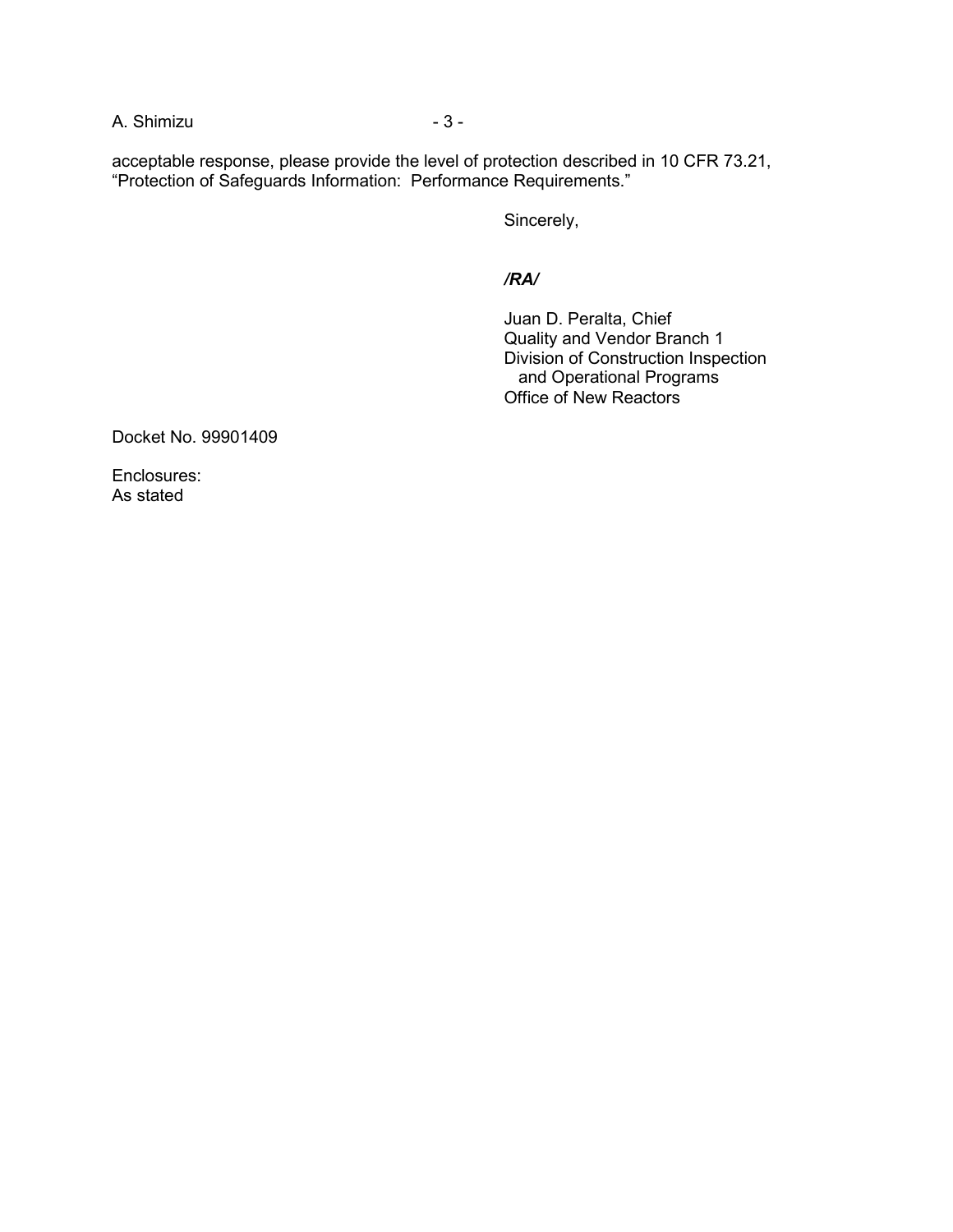acceptable response, please provide the level of protection described in 10 CFR 73.21, "Protection of Safeguards Information: Performance Requirements."

Sincerely,

***/RA/***

Juan D. Peralta, Chief
Quality and Vendor Branch 1
Division of Construction Inspection
and Operational Programs
Office of New Reactors

Docket No. 99901409

Enclosures:
As stated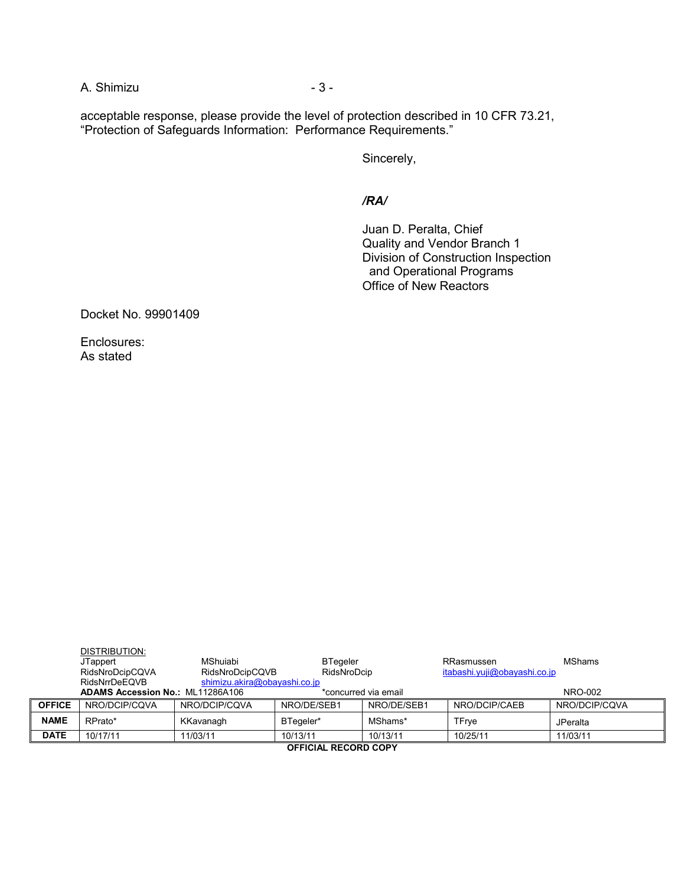acceptable response, please provide the level of protection described in 10 CFR 73.21, "Protection of Safeguards Information: Performance Requirements."

Sincerely,

*/RA/*

Juan D. Peralta, Chief
Quality and Vendor Branch 1
Division of Construction Inspection
and Operational Programs
Office of New Reactors

Docket No. 99901409

Enclosures:
As stated

DISTRIBUTION:

| | | | | |
|---|---|---|---|---|
| JTappert | MShuiabi | BTegeler | RRasmussen | MShams |
| RidsNroDcipCQVA | RidsNroDcipCQVB | RidsNroDcip | itabashi.yuji@obayashi.co.jp | |
| RidsNrrDeEQVB | shimizu.akira@obayashi.co.jp | | | |

**ADAMS Accession No.:** ML11286A106 *concurred via email NRO-002

| OFFICE | NRO/DCIP/CQVA | NRO/DCIP/CQVA | NRO/DE/SEB1 | NRO/DE/SEB1 | NRO/DCIP/CAEB | NRO/DCIP/CQVA |
|---|---|---|---|---|---|---|
| NAME | RPrato* | KKavanagh | BTegeler* | MShams* | TFrye | JPeralta |
| DATE | 10/17/11 | 11/03/11 | 10/13/11 | 10/13/11 | 10/25/11 | 11/03/11 |

**OFFICIAL RECORD COPY**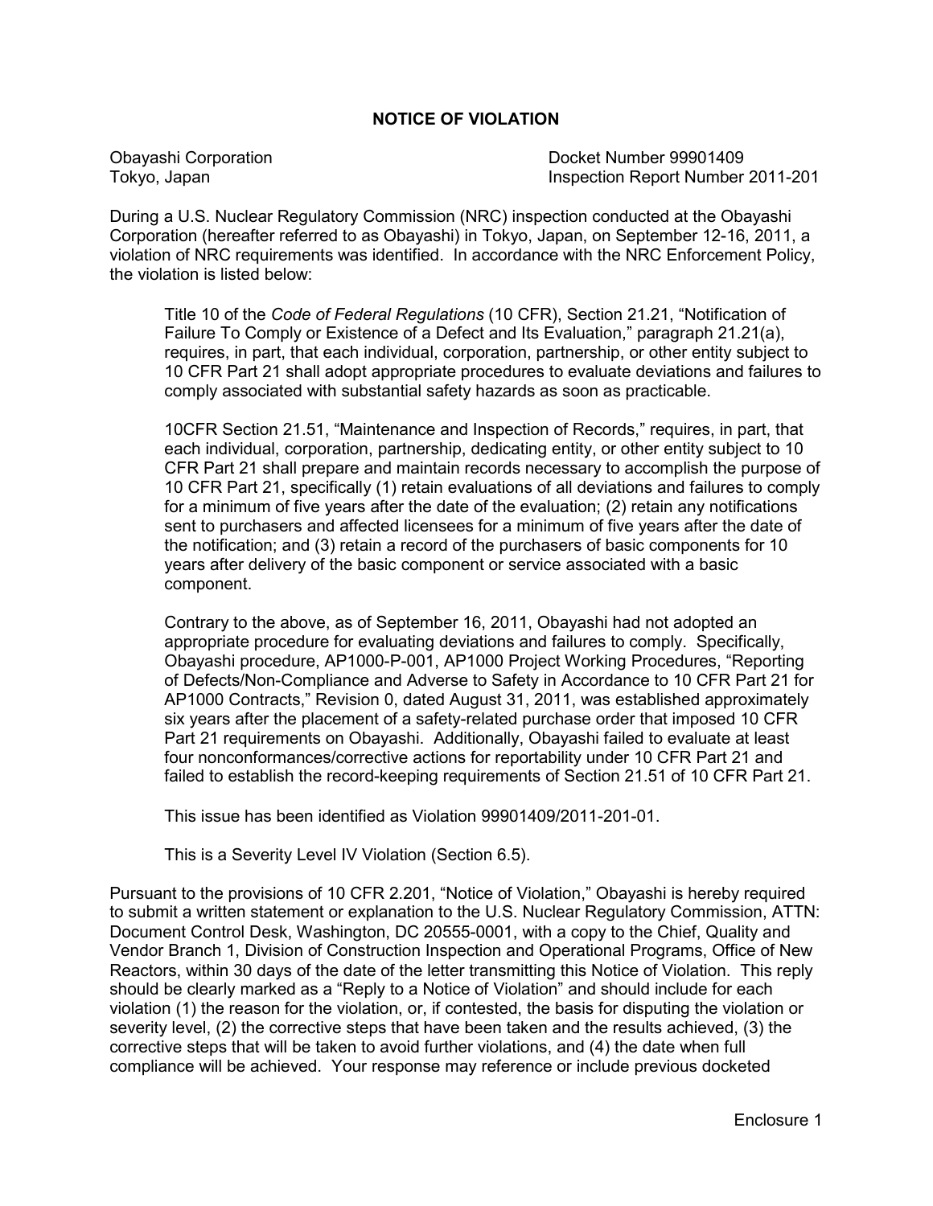## NOTICE OF VIOLATION

Obayashi Corporation  
Tokyo, Japan

Docket Number 99901409  
Inspection Report Number 2011-201

During a U.S. Nuclear Regulatory Commission (NRC) inspection conducted at the Obayashi Corporation (hereafter referred to as Obayashi) in Tokyo, Japan, on September 12-16, 2011, a violation of NRC requirements was identified. In accordance with the NRC Enforcement Policy, the violation is listed below:

> Title 10 of the *Code of Federal Regulations* (10 CFR), Section 21.21, "Notification of Failure To Comply or Existence of a Defect and Its Evaluation," paragraph 21.21(a), requires, in part, that each individual, corporation, partnership, or other entity subject to 10 CFR Part 21 shall adopt appropriate procedures to evaluate deviations and failures to comply associated with substantial safety hazards as soon as practicable.
>
> 10CFR Section 21.51, "Maintenance and Inspection of Records," requires, in part, that each individual, corporation, partnership, dedicating entity, or other entity subject to 10 CFR Part 21 shall prepare and maintain records necessary to accomplish the purpose of 10 CFR Part 21, specifically (1) retain evaluations of all deviations and failures to comply for a minimum of five years after the date of the evaluation; (2) retain any notifications sent to purchasers and affected licensees for a minimum of five years after the date of the notification; and (3) retain a record of the purchasers of basic components for 10 years after delivery of the basic component or service associated with a basic component.
>
> Contrary to the above, as of September 16, 2011, Obayashi had not adopted an appropriate procedure for evaluating deviations and failures to comply. Specifically, Obayashi procedure, AP1000-P-001, AP1000 Project Working Procedures, "Reporting of Defects/Non-Compliance and Adverse to Safety in Accordance to 10 CFR Part 21 for AP1000 Contracts," Revision 0, dated August 31, 2011, was established approximately six years after the placement of a safety-related purchase order that imposed 10 CFR Part 21 requirements on Obayashi. Additionally, Obayashi failed to evaluate at least four nonconformances/corrective actions for reportability under 10 CFR Part 21 and failed to establish the record-keeping requirements of Section 21.51 of 10 CFR Part 21.
>
> This issue has been identified as Violation 99901409/2011-201-01.
>
> This is a Severity Level IV Violation (Section 6.5).

Pursuant to the provisions of 10 CFR 2.201, "Notice of Violation," Obayashi is hereby required to submit a written statement or explanation to the U.S. Nuclear Regulatory Commission, ATTN: Document Control Desk, Washington, DC 20555-0001, with a copy to the Chief, Quality and Vendor Branch 1, Division of Construction Inspection and Operational Programs, Office of New Reactors, within 30 days of the date of the letter transmitting this Notice of Violation. This reply should be clearly marked as a "Reply to a Notice of Violation" and should include for each violation (1) the reason for the violation, or, if contested, the basis for disputing the violation or severity level, (2) the corrective steps that have been taken and the results achieved, (3) the corrective steps that will be taken to avoid further violations, and (4) the date when full compliance will be achieved. Your response may reference or include previous docketed

Enclosure 1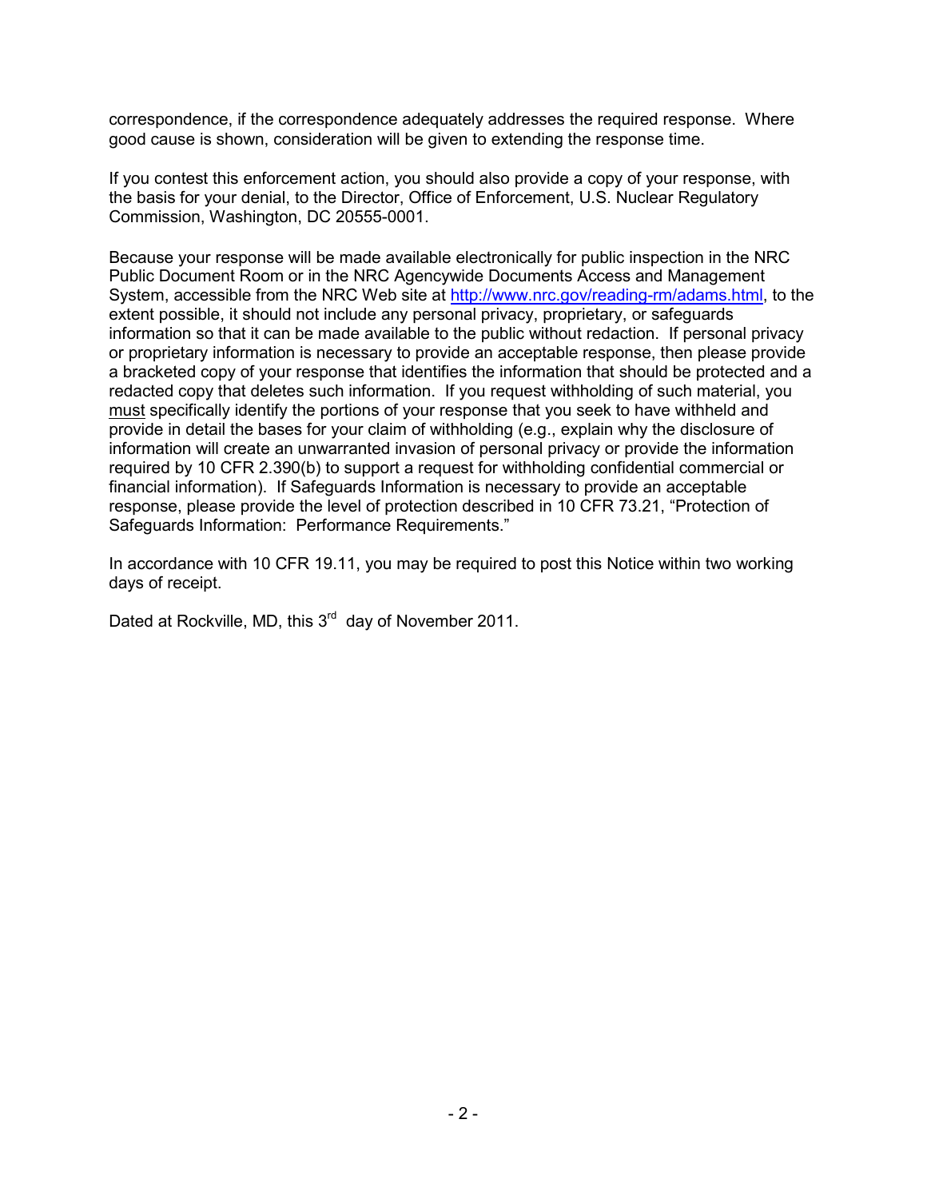correspondence, if the correspondence adequately addresses the required response. Where good cause is shown, consideration will be given to extending the response time.

If you contest this enforcement action, you should also provide a copy of your response, with the basis for your denial, to the Director, Office of Enforcement, U.S. Nuclear Regulatory Commission, Washington, DC 20555-0001.

Because your response will be made available electronically for public inspection in the NRC Public Document Room or in the NRC Agencywide Documents Access and Management System, accessible from the NRC Web site at http://www.nrc.gov/reading-rm/adams.html, to the extent possible, it should not include any personal privacy, proprietary, or safeguards information so that it can be made available to the public without redaction. If personal privacy or proprietary information is necessary to provide an acceptable response, then please provide a bracketed copy of your response that identifies the information that should be protected and a redacted copy that deletes such information. If you request withholding of such material, you must specifically identify the portions of your response that you seek to have withheld and provide in detail the bases for your claim of withholding (e.g., explain why the disclosure of information will create an unwarranted invasion of personal privacy or provide the information required by 10 CFR 2.390(b) to support a request for withholding confidential commercial or financial information). If Safeguards Information is necessary to provide an acceptable response, please provide the level of protection described in 10 CFR 73.21, "Protection of Safeguards Information: Performance Requirements."

In accordance with 10 CFR 19.11, you may be required to post this Notice within two working days of receipt.

Dated at Rockville, MD, this 3rd day of November 2011.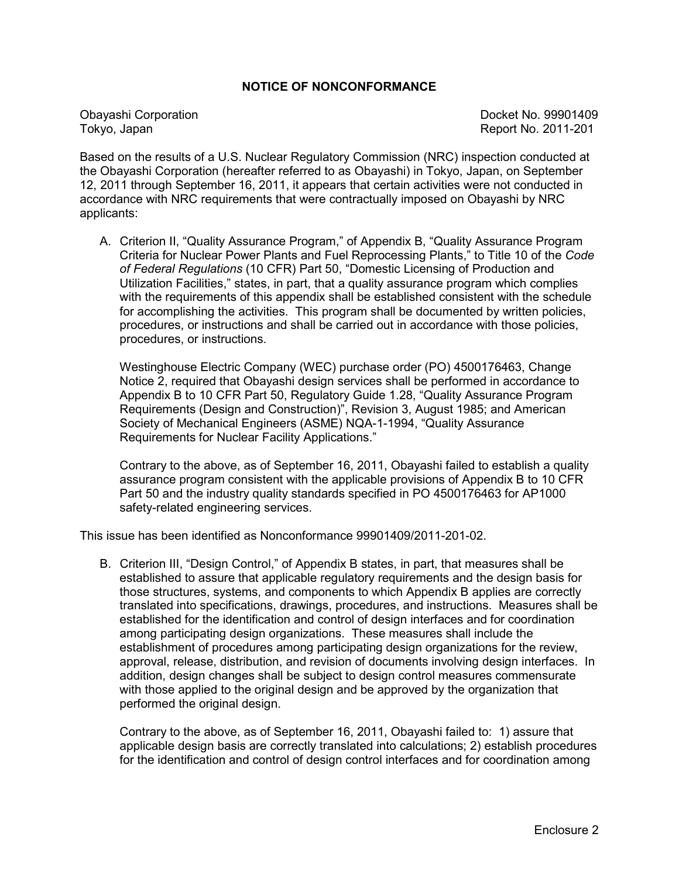## NOTICE OF NONCONFORMANCE

Obayashi Corporation
Tokyo, Japan

Docket No. 99901409
Report No. 2011-201

Based on the results of a U.S. Nuclear Regulatory Commission (NRC) inspection conducted at the Obayashi Corporation (hereafter referred to as Obayashi) in Tokyo, Japan, on September 12, 2011 through September 16, 2011, it appears that certain activities were not conducted in accordance with NRC requirements that were contractually imposed on Obayashi by NRC applicants:

A. Criterion II, "Quality Assurance Program," of Appendix B, "Quality Assurance Program Criteria for Nuclear Power Plants and Fuel Reprocessing Plants," to Title 10 of the *Code of Federal Regulations* (10 CFR) Part 50, "Domestic Licensing of Production and Utilization Facilities," states, in part, that a quality assurance program which complies with the requirements of this appendix shall be established consistent with the schedule for accomplishing the activities. This program shall be documented by written policies, procedures, or instructions and shall be carried out in accordance with those policies, procedures, or instructions.

   Westinghouse Electric Company (WEC) purchase order (PO) 4500176463, Change Notice 2, required that Obayashi design services shall be performed in accordance to Appendix B to 10 CFR Part 50, Regulatory Guide 1.28, "Quality Assurance Program Requirements (Design and Construction)", Revision 3, August 1985; and American Society of Mechanical Engineers (ASME) NQA-1-1994, "Quality Assurance Requirements for Nuclear Facility Applications."

   Contrary to the above, as of September 16, 2011, Obayashi failed to establish a quality assurance program consistent with the applicable provisions of Appendix B to 10 CFR Part 50 and the industry quality standards specified in PO 4500176463 for AP1000 safety-related engineering services.

This issue has been identified as Nonconformance 99901409/2011-201-02.

B. Criterion III, "Design Control," of Appendix B states, in part, that measures shall be established to assure that applicable regulatory requirements and the design basis for those structures, systems, and components to which Appendix B applies are correctly translated into specifications, drawings, procedures, and instructions. Measures shall be established for the identification and control of design interfaces and for coordination among participating design organizations. These measures shall include the establishment of procedures among participating design organizations for the review, approval, release, distribution, and revision of documents involving design interfaces. In addition, design changes shall be subject to design control measures commensurate with those applied to the original design and be approved by the organization that performed the original design.

   Contrary to the above, as of September 16, 2011, Obayashi failed to: 1) assure that applicable design basis are correctly translated into calculations; 2) establish procedures for the identification and control of design control interfaces and for coordination among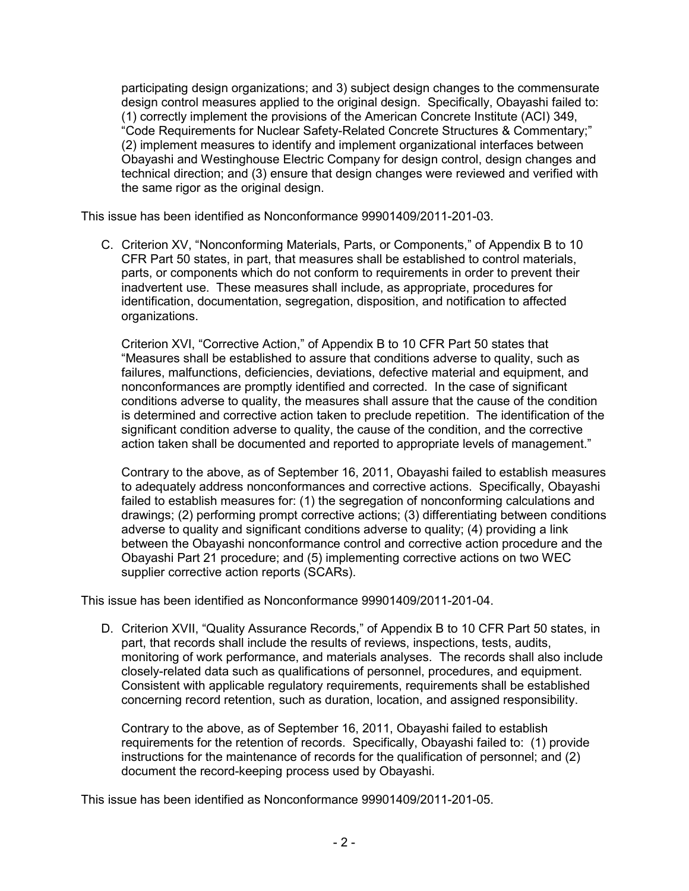participating design organizations; and 3) subject design changes to the commensurate design control measures applied to the original design. Specifically, Obayashi failed to: (1) correctly implement the provisions of the American Concrete Institute (ACI) 349, "Code Requirements for Nuclear Safety-Related Concrete Structures & Commentary;" (2) implement measures to identify and implement organizational interfaces between Obayashi and Westinghouse Electric Company for design control, design changes and technical direction; and (3) ensure that design changes were reviewed and verified with the same rigor as the original design.

This issue has been identified as Nonconformance 99901409/2011-201-03.

C. Criterion XV, "Nonconforming Materials, Parts, or Components," of Appendix B to 10 CFR Part 50 states, in part, that measures shall be established to control materials, parts, or components which do not conform to requirements in order to prevent their inadvertent use. These measures shall include, as appropriate, procedures for identification, documentation, segregation, disposition, and notification to affected organizations.

   Criterion XVI, "Corrective Action," of Appendix B to 10 CFR Part 50 states that "Measures shall be established to assure that conditions adverse to quality, such as failures, malfunctions, deficiencies, deviations, defective material and equipment, and nonconformances are promptly identified and corrected. In the case of significant conditions adverse to quality, the measures shall assure that the cause of the condition is determined and corrective action taken to preclude repetition. The identification of the significant condition adverse to quality, the cause of the condition, and the corrective action taken shall be documented and reported to appropriate levels of management."

   Contrary to the above, as of September 16, 2011, Obayashi failed to establish measures to adequately address nonconformances and corrective actions. Specifically, Obayashi failed to establish measures for: (1) the segregation of nonconforming calculations and drawings; (2) performing prompt corrective actions; (3) differentiating between conditions adverse to quality and significant conditions adverse to quality; (4) providing a link between the Obayashi nonconformance control and corrective action procedure and the Obayashi Part 21 procedure; and (5) implementing corrective actions on two WEC supplier corrective action reports (SCARs).

This issue has been identified as Nonconformance 99901409/2011-201-04.

D. Criterion XVII, "Quality Assurance Records," of Appendix B to 10 CFR Part 50 states, in part, that records shall include the results of reviews, inspections, tests, audits, monitoring of work performance, and materials analyses. The records shall also include closely-related data such as qualifications of personnel, procedures, and equipment. Consistent with applicable regulatory requirements, requirements shall be established concerning record retention, such as duration, location, and assigned responsibility.

   Contrary to the above, as of September 16, 2011, Obayashi failed to establish requirements for the retention of records. Specifically, Obayashi failed to: (1) provide instructions for the maintenance of records for the qualification of personnel; and (2) document the record-keeping process used by Obayashi.

This issue has been identified as Nonconformance 99901409/2011-201-05.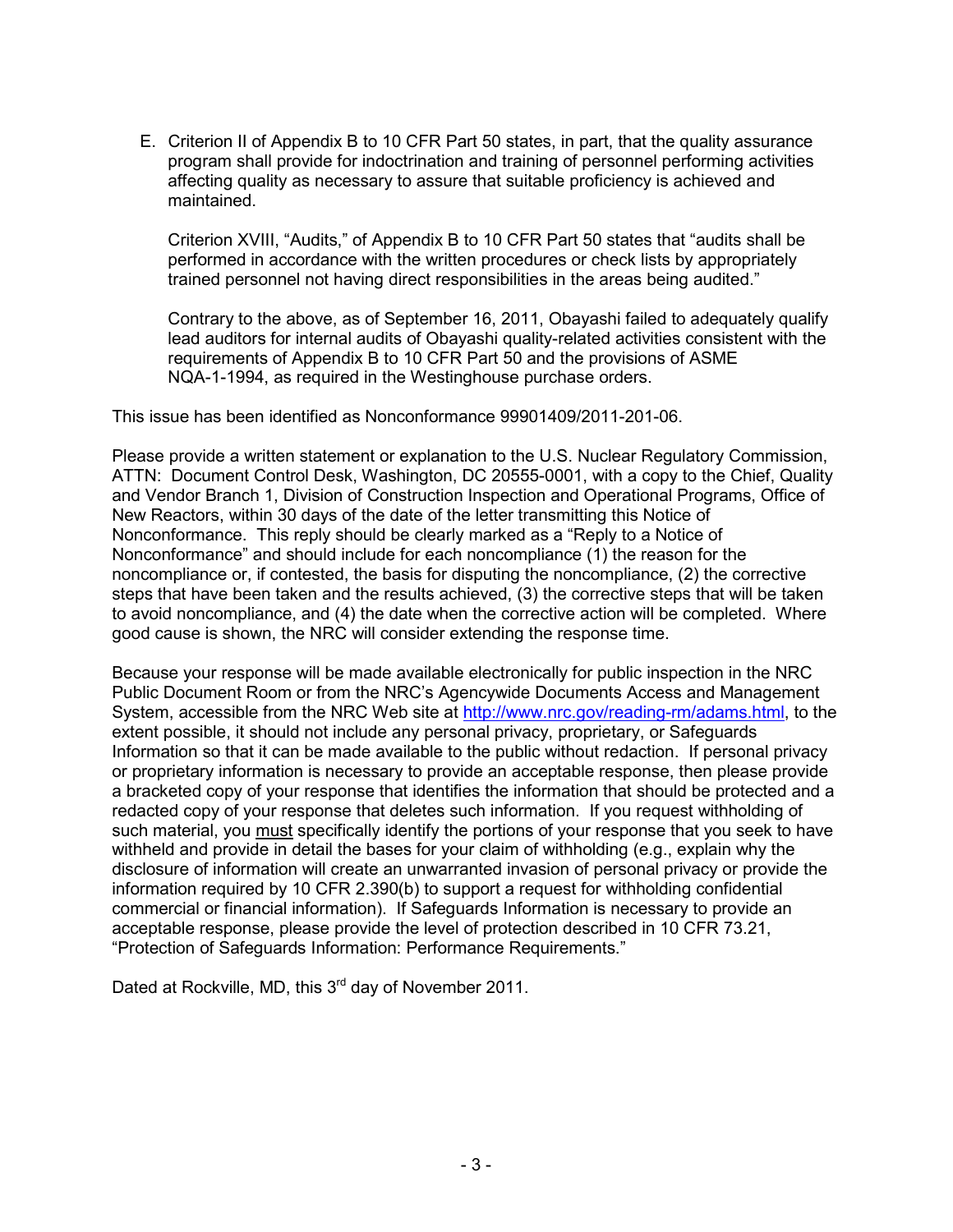E. Criterion II of Appendix B to 10 CFR Part 50 states, in part, that the quality assurance program shall provide for indoctrination and training of personnel performing activities affecting quality as necessary to assure that suitable proficiency is achieved and maintained.

   Criterion XVIII, "Audits," of Appendix B to 10 CFR Part 50 states that "audits shall be performed in accordance with the written procedures or check lists by appropriately trained personnel not having direct responsibilities in the areas being audited."

   Contrary to the above, as of September 16, 2011, Obayashi failed to adequately qualify lead auditors for internal audits of Obayashi quality-related activities consistent with the requirements of Appendix B to 10 CFR Part 50 and the provisions of ASME NQA-1-1994, as required in the Westinghouse purchase orders.

This issue has been identified as Nonconformance 99901409/2011-201-06.

Please provide a written statement or explanation to the U.S. Nuclear Regulatory Commission, ATTN: Document Control Desk, Washington, DC 20555-0001, with a copy to the Chief, Quality and Vendor Branch 1, Division of Construction Inspection and Operational Programs, Office of New Reactors, within 30 days of the date of the letter transmitting this Notice of Nonconformance. This reply should be clearly marked as a "Reply to a Notice of Nonconformance" and should include for each noncompliance (1) the reason for the noncompliance or, if contested, the basis for disputing the noncompliance, (2) the corrective steps that have been taken and the results achieved, (3) the corrective steps that will be taken to avoid noncompliance, and (4) the date when the corrective action will be completed. Where good cause is shown, the NRC will consider extending the response time.

Because your response will be made available electronically for public inspection in the NRC Public Document Room or from the NRC's Agencywide Documents Access and Management System, accessible from the NRC Web site at http://www.nrc.gov/reading-rm/adams.html, to the extent possible, it should not include any personal privacy, proprietary, or Safeguards Information so that it can be made available to the public without redaction. If personal privacy or proprietary information is necessary to provide an acceptable response, then please provide a bracketed copy of your response that identifies the information that should be protected and a redacted copy of your response that deletes such information. If you request withholding of such material, you must specifically identify the portions of your response that you seek to have withheld and provide in detail the bases for your claim of withholding (e.g., explain why the disclosure of information will create an unwarranted invasion of personal privacy or provide the information required by 10 CFR 2.390(b) to support a request for withholding confidential commercial or financial information). If Safeguards Information is necessary to provide an acceptable response, please provide the level of protection described in 10 CFR 73.21, "Protection of Safeguards Information: Performance Requirements."

Dated at Rockville, MD, this 3rd day of November 2011.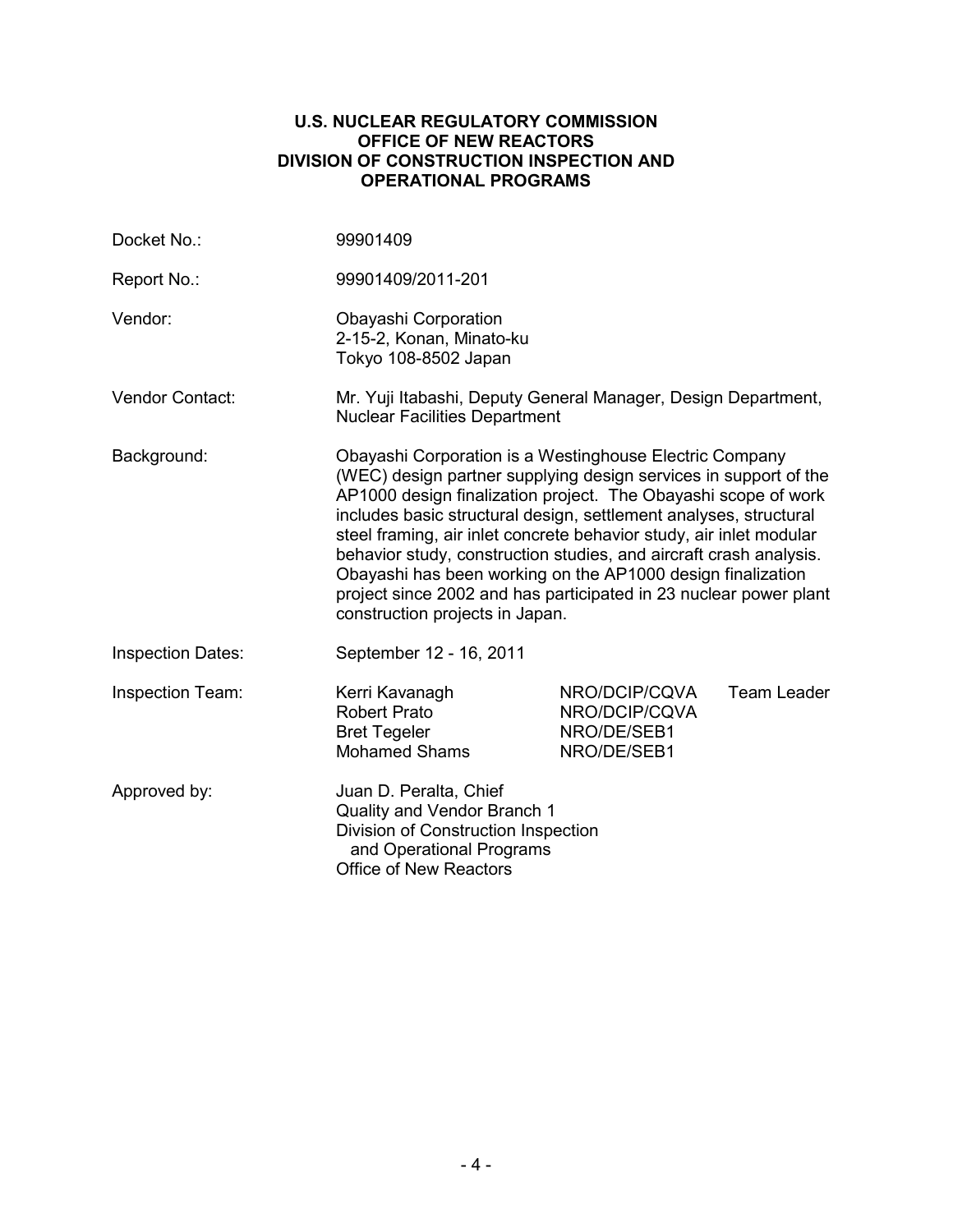**U.S. NUCLEAR REGULATORY COMMISSION**
**OFFICE OF NEW REACTORS**
**DIVISION OF CONSTRUCTION INSPECTION AND OPERATIONAL PROGRAMS**

| | |
|---|---|
| Docket No.: | 99901409 |
| Report No.: | 99901409/2011-201 |
| Vendor: | Obayashi Corporation<br>2-15-2, Konan, Minato-ku<br>Tokyo 108-8502 Japan |
| Vendor Contact: | Mr. Yuji Itabashi, Deputy General Manager, Design Department, Nuclear Facilities Department |
| Background: | Obayashi Corporation is a Westinghouse Electric Company (WEC) design partner supplying design services in support of the AP1000 design finalization project. The Obayashi scope of work includes basic structural design, settlement analyses, structural steel framing, air inlet concrete behavior study, air inlet modular behavior study, construction studies, and aircraft crash analysis. Obayashi has been working on the AP1000 design finalization project since 2002 and has participated in 23 nuclear power plant construction projects in Japan. |
| Inspection Dates: | September 12 - 16, 2011 |

| Inspection Team: | | | |
|---|---|---|---|
| | Kerri Kavanagh | NRO/DCIP/CQVA | Team Leader |
| | Robert Prato | NRO/DCIP/CQVA | |
| | Bret Tegeler | NRO/DE/SEB1 | |
| | Mohamed Shams | NRO/DE/SEB1 | |

Approved by: Juan D. Peralta, Chief
Quality and Vendor Branch 1
Division of Construction Inspection and Operational Programs
Office of New Reactors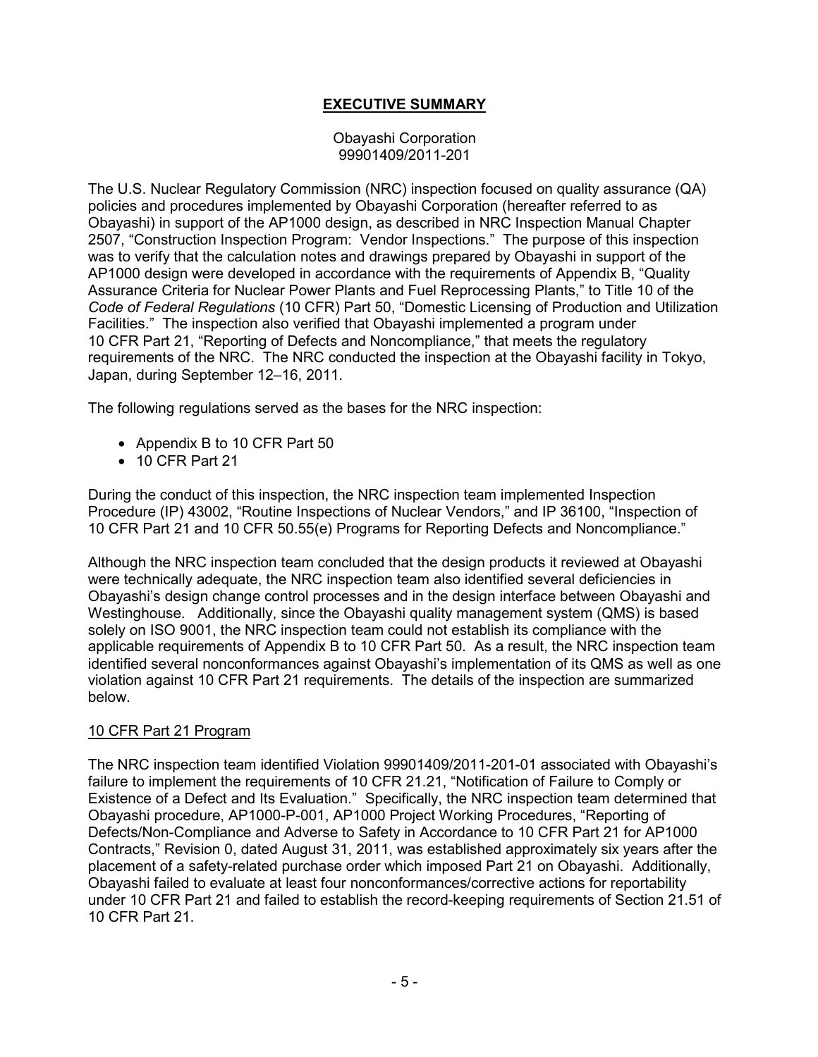# EXECUTIVE SUMMARY

Obayashi Corporation
99901409/2011-201

The U.S. Nuclear Regulatory Commission (NRC) inspection focused on quality assurance (QA) policies and procedures implemented by Obayashi Corporation (hereafter referred to as Obayashi) in support of the AP1000 design, as described in NRC Inspection Manual Chapter 2507, "Construction Inspection Program: Vendor Inspections." The purpose of this inspection was to verify that the calculation notes and drawings prepared by Obayashi in support of the AP1000 design were developed in accordance with the requirements of Appendix B, "Quality Assurance Criteria for Nuclear Power Plants and Fuel Reprocessing Plants," to Title 10 of the *Code of Federal Regulations* (10 CFR) Part 50, "Domestic Licensing of Production and Utilization Facilities." The inspection also verified that Obayashi implemented a program under 10 CFR Part 21, "Reporting of Defects and Noncompliance," that meets the regulatory requirements of the NRC. The NRC conducted the inspection at the Obayashi facility in Tokyo, Japan, during September 12–16, 2011.

The following regulations served as the bases for the NRC inspection:

- Appendix B to 10 CFR Part 50
- 10 CFR Part 21

During the conduct of this inspection, the NRC inspection team implemented Inspection Procedure (IP) 43002, "Routine Inspections of Nuclear Vendors," and IP 36100, "Inspection of 10 CFR Part 21 and 10 CFR 50.55(e) Programs for Reporting Defects and Noncompliance."

Although the NRC inspection team concluded that the design products it reviewed at Obayashi were technically adequate, the NRC inspection team also identified several deficiencies in Obayashi's design change control processes and in the design interface between Obayashi and Westinghouse. Additionally, since the Obayashi quality management system (QMS) is based solely on ISO 9001, the NRC inspection team could not establish its compliance with the applicable requirements of Appendix B to 10 CFR Part 50. As a result, the NRC inspection team identified several nonconformances against Obayashi's implementation of its QMS as well as one violation against 10 CFR Part 21 requirements. The details of the inspection are summarized below.

## 10 CFR Part 21 Program

The NRC inspection team identified Violation 99901409/2011-201-01 associated with Obayashi's failure to implement the requirements of 10 CFR 21.21, "Notification of Failure to Comply or Existence of a Defect and Its Evaluation." Specifically, the NRC inspection team determined that Obayashi procedure, AP1000-P-001, AP1000 Project Working Procedures, "Reporting of Defects/Non-Compliance and Adverse to Safety in Accordance to 10 CFR Part 21 for AP1000 Contracts," Revision 0, dated August 31, 2011, was established approximately six years after the placement of a safety-related purchase order which imposed Part 21 on Obayashi. Additionally, Obayashi failed to evaluate at least four nonconformances/corrective actions for reportability under 10 CFR Part 21 and failed to establish the record-keeping requirements of Section 21.51 of 10 CFR Part 21.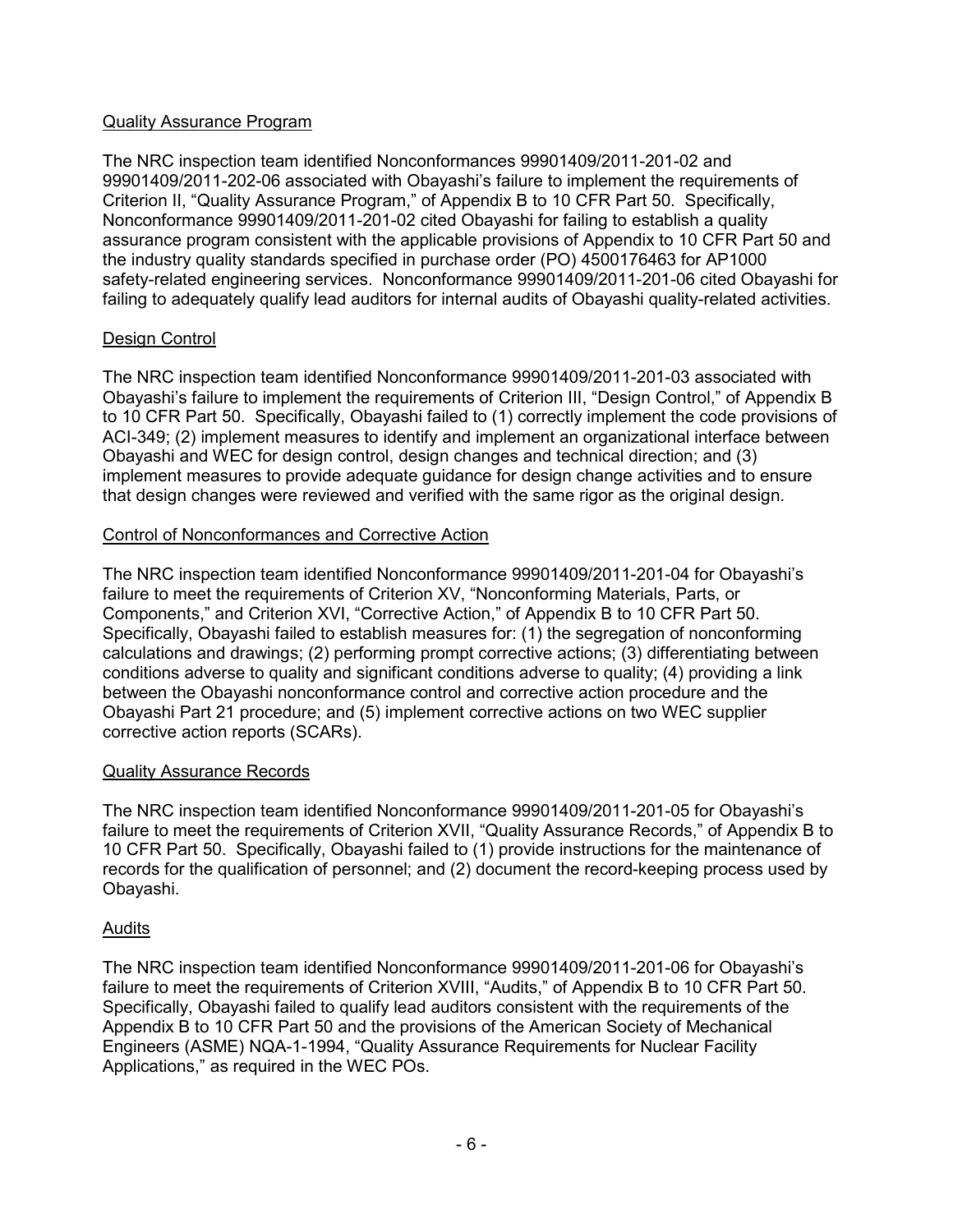Quality Assurance Program

The NRC inspection team identified Nonconformances 99901409/2011-201-02 and 99901409/2011-202-06 associated with Obayashi's failure to implement the requirements of Criterion II, "Quality Assurance Program," of Appendix B to 10 CFR Part 50. Specifically, Nonconformance 99901409/2011-201-02 cited Obayashi for failing to establish a quality assurance program consistent with the applicable provisions of Appendix to 10 CFR Part 50 and the industry quality standards specified in purchase order (PO) 4500176463 for AP1000 safety-related engineering services. Nonconformance 99901409/2011-201-06 cited Obayashi for failing to adequately qualify lead auditors for internal audits of Obayashi quality-related activities.

Design Control

The NRC inspection team identified Nonconformance 99901409/2011-201-03 associated with Obayashi's failure to implement the requirements of Criterion III, "Design Control," of Appendix B to 10 CFR Part 50. Specifically, Obayashi failed to (1) correctly implement the code provisions of ACI-349; (2) implement measures to identify and implement an organizational interface between Obayashi and WEC for design control, design changes and technical direction; and (3) implement measures to provide adequate guidance for design change activities and to ensure that design changes were reviewed and verified with the same rigor as the original design.

Control of Nonconformances and Corrective Action

The NRC inspection team identified Nonconformance 99901409/2011-201-04 for Obayashi's failure to meet the requirements of Criterion XV, "Nonconforming Materials, Parts, or Components," and Criterion XVI, "Corrective Action," of Appendix B to 10 CFR Part 50. Specifically, Obayashi failed to establish measures for: (1) the segregation of nonconforming calculations and drawings; (2) performing prompt corrective actions; (3) differentiating between conditions adverse to quality and significant conditions adverse to quality; (4) providing a link between the Obayashi nonconformance control and corrective action procedure and the Obayashi Part 21 procedure; and (5) implement corrective actions on two WEC supplier corrective action reports (SCARs).

Quality Assurance Records

The NRC inspection team identified Nonconformance 99901409/2011-201-05 for Obayashi's failure to meet the requirements of Criterion XVII, "Quality Assurance Records," of Appendix B to 10 CFR Part 50. Specifically, Obayashi failed to (1) provide instructions for the maintenance of records for the qualification of personnel; and (2) document the record-keeping process used by Obayashi.

Audits

The NRC inspection team identified Nonconformance 99901409/2011-201-06 for Obayashi's failure to meet the requirements of Criterion XVIII, "Audits," of Appendix B to 10 CFR Part 50. Specifically, Obayashi failed to qualify lead auditors consistent with the requirements of the Appendix B to 10 CFR Part 50 and the provisions of the American Society of Mechanical Engineers (ASME) NQA-1-1994, "Quality Assurance Requirements for Nuclear Facility Applications," as required in the WEC POs.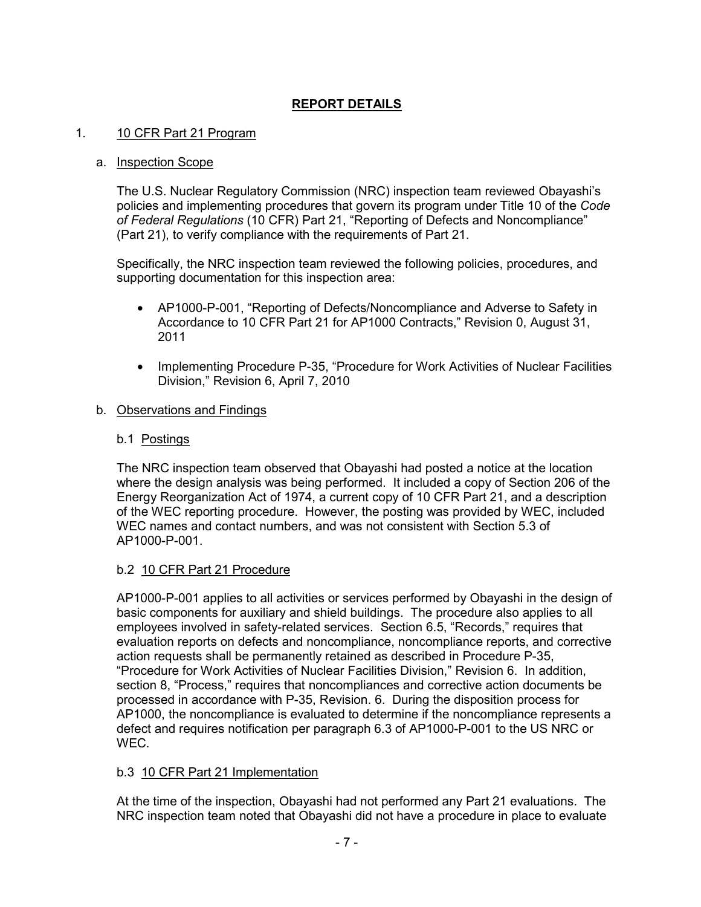# REPORT DETAILS

## 1. 10 CFR Part 21 Program

### a. Inspection Scope

The U.S. Nuclear Regulatory Commission (NRC) inspection team reviewed Obayashi's policies and implementing procedures that govern its program under Title 10 of the *Code of Federal Regulations* (10 CFR) Part 21, "Reporting of Defects and Noncompliance" (Part 21), to verify compliance with the requirements of Part 21.

Specifically, the NRC inspection team reviewed the following policies, procedures, and supporting documentation for this inspection area:

- AP1000-P-001, "Reporting of Defects/Noncompliance and Adverse to Safety in Accordance to 10 CFR Part 21 for AP1000 Contracts," Revision 0, August 31, 2011

- Implementing Procedure P-35, "Procedure for Work Activities of Nuclear Facilities Division," Revision 6, April 7, 2010

### b. Observations and Findings

#### b.1 Postings

The NRC inspection team observed that Obayashi had posted a notice at the location where the design analysis was being performed. It included a copy of Section 206 of the Energy Reorganization Act of 1974, a current copy of 10 CFR Part 21, and a description of the WEC reporting procedure. However, the posting was provided by WEC, included WEC names and contact numbers, and was not consistent with Section 5.3 of AP1000-P-001.

#### b.2 10 CFR Part 21 Procedure

AP1000-P-001 applies to all activities or services performed by Obayashi in the design of basic components for auxiliary and shield buildings. The procedure also applies to all employees involved in safety-related services. Section 6.5, "Records," requires that evaluation reports on defects and noncompliance, noncompliance reports, and corrective action requests shall be permanently retained as described in Procedure P-35, "Procedure for Work Activities of Nuclear Facilities Division," Revision 6. In addition, section 8, "Process," requires that noncompliances and corrective action documents be processed in accordance with P-35, Revision. 6. During the disposition process for AP1000, the noncompliance is evaluated to determine if the noncompliance represents a defect and requires notification per paragraph 6.3 of AP1000-P-001 to the US NRC or WEC.

#### b.3 10 CFR Part 21 Implementation

At the time of the inspection, Obayashi had not performed any Part 21 evaluations. The NRC inspection team noted that Obayashi did not have a procedure in place to evaluate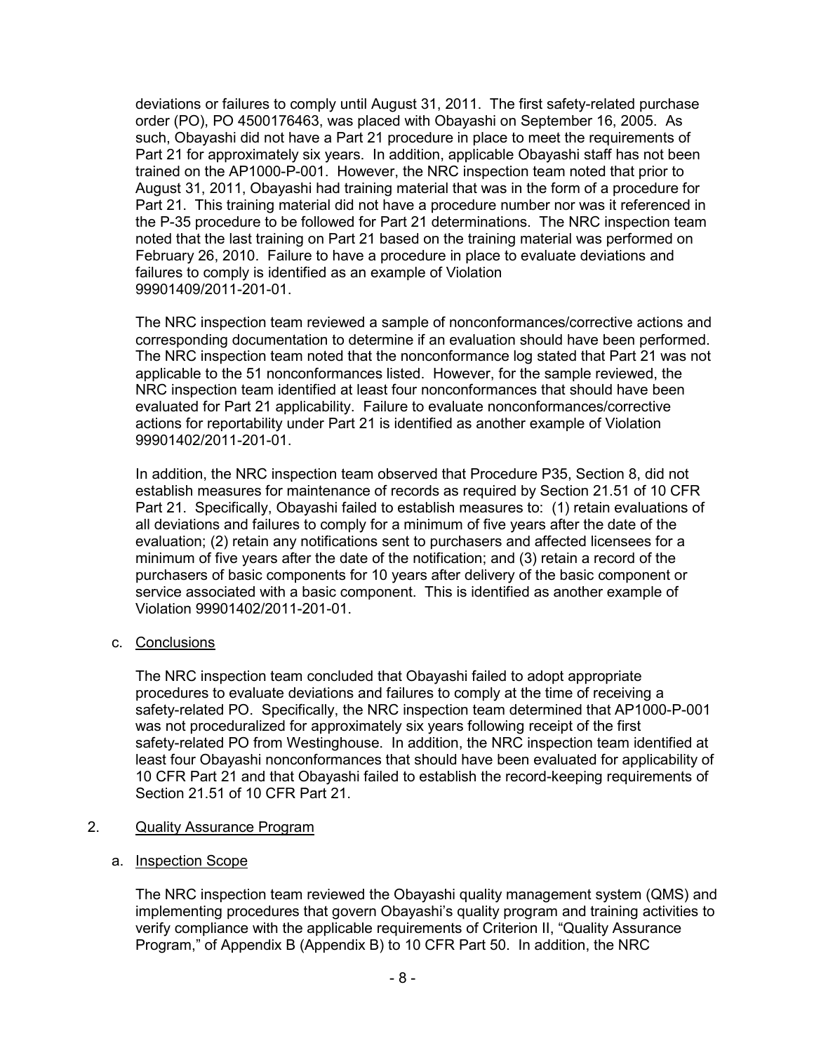deviations or failures to comply until August 31, 2011. The first safety-related purchase order (PO), PO 4500176463, was placed with Obayashi on September 16, 2005. As such, Obayashi did not have a Part 21 procedure in place to meet the requirements of Part 21 for approximately six years. In addition, applicable Obayashi staff has not been trained on the AP1000-P-001. However, the NRC inspection team noted that prior to August 31, 2011, Obayashi had training material that was in the form of a procedure for Part 21. This training material did not have a procedure number nor was it referenced in the P-35 procedure to be followed for Part 21 determinations. The NRC inspection team noted that the last training on Part 21 based on the training material was performed on February 26, 2010. Failure to have a procedure in place to evaluate deviations and failures to comply is identified as an example of Violation 99901409/2011-201-01.

The NRC inspection team reviewed a sample of nonconformances/corrective actions and corresponding documentation to determine if an evaluation should have been performed. The NRC inspection team noted that the nonconformance log stated that Part 21 was not applicable to the 51 nonconformances listed. However, for the sample reviewed, the NRC inspection team identified at least four nonconformances that should have been evaluated for Part 21 applicability. Failure to evaluate nonconformances/corrective actions for reportability under Part 21 is identified as another example of Violation 99901402/2011-201-01.

In addition, the NRC inspection team observed that Procedure P35, Section 8, did not establish measures for maintenance of records as required by Section 21.51 of 10 CFR Part 21. Specifically, Obayashi failed to establish measures to: (1) retain evaluations of all deviations and failures to comply for a minimum of five years after the date of the evaluation; (2) retain any notifications sent to purchasers and affected licensees for a minimum of five years after the date of the notification; and (3) retain a record of the purchasers of basic components for 10 years after delivery of the basic component or service associated with a basic component. This is identified as another example of Violation 99901402/2011-201-01.

c. Conclusions

The NRC inspection team concluded that Obayashi failed to adopt appropriate procedures to evaluate deviations and failures to comply at the time of receiving a safety-related PO. Specifically, the NRC inspection team determined that AP1000-P-001 was not proceduralized for approximately six years following receipt of the first safety-related PO from Westinghouse. In addition, the NRC inspection team identified at least four Obayashi nonconformances that should have been evaluated for applicability of 10 CFR Part 21 and that Obayashi failed to establish the record-keeping requirements of Section 21.51 of 10 CFR Part 21.

## 2. Quality Assurance Program

a. Inspection Scope

The NRC inspection team reviewed the Obayashi quality management system (QMS) and implementing procedures that govern Obayashi's quality program and training activities to verify compliance with the applicable requirements of Criterion II, "Quality Assurance Program," of Appendix B (Appendix B) to 10 CFR Part 50. In addition, the NRC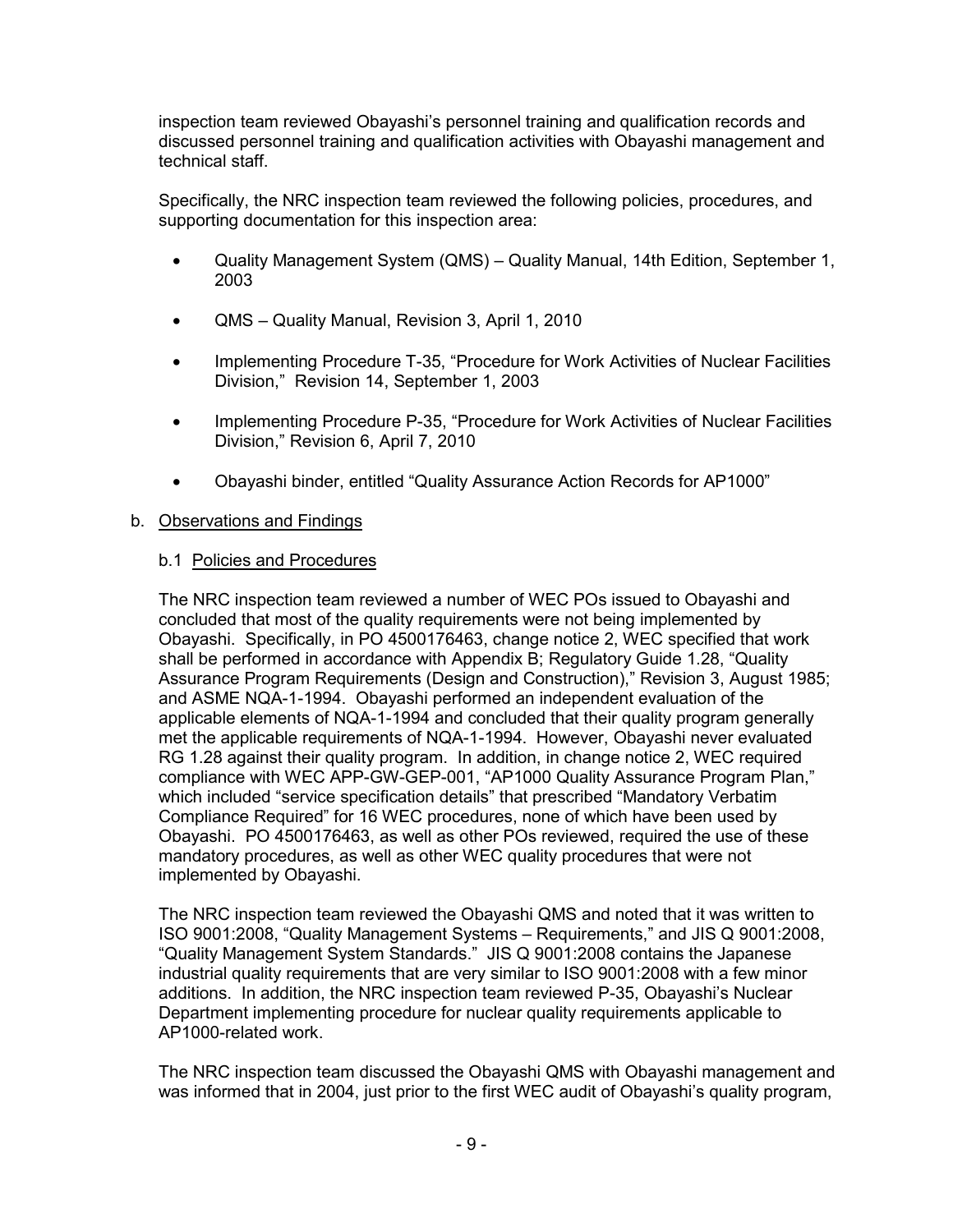inspection team reviewed Obayashi's personnel training and qualification records and discussed personnel training and qualification activities with Obayashi management and technical staff.

Specifically, the NRC inspection team reviewed the following policies, procedures, and supporting documentation for this inspection area:

- Quality Management System (QMS) – Quality Manual, 14th Edition, September 1, 2003
- QMS – Quality Manual, Revision 3, April 1, 2010
- Implementing Procedure T-35, "Procedure for Work Activities of Nuclear Facilities Division," Revision 14, September 1, 2003
- Implementing Procedure P-35, "Procedure for Work Activities of Nuclear Facilities Division," Revision 6, April 7, 2010
- Obayashi binder, entitled "Quality Assurance Action Records for AP1000"

b. Observations and Findings

b.1 Policies and Procedures

The NRC inspection team reviewed a number of WEC POs issued to Obayashi and concluded that most of the quality requirements were not being implemented by Obayashi. Specifically, in PO 4500176463, change notice 2, WEC specified that work shall be performed in accordance with Appendix B; Regulatory Guide 1.28, "Quality Assurance Program Requirements (Design and Construction)," Revision 3, August 1985; and ASME NQA-1-1994. Obayashi performed an independent evaluation of the applicable elements of NQA-1-1994 and concluded that their quality program generally met the applicable requirements of NQA-1-1994. However, Obayashi never evaluated RG 1.28 against their quality program. In addition, in change notice 2, WEC required compliance with WEC APP-GW-GEP-001, "AP1000 Quality Assurance Program Plan," which included "service specification details" that prescribed "Mandatory Verbatim Compliance Required" for 16 WEC procedures, none of which have been used by Obayashi. PO 4500176463, as well as other POs reviewed, required the use of these mandatory procedures, as well as other WEC quality procedures that were not implemented by Obayashi.

The NRC inspection team reviewed the Obayashi QMS and noted that it was written to ISO 9001:2008, "Quality Management Systems – Requirements," and JIS Q 9001:2008, "Quality Management System Standards." JIS Q 9001:2008 contains the Japanese industrial quality requirements that are very similar to ISO 9001:2008 with a few minor additions. In addition, the NRC inspection team reviewed P-35, Obayashi's Nuclear Department implementing procedure for nuclear quality requirements applicable to AP1000-related work.

The NRC inspection team discussed the Obayashi QMS with Obayashi management and was informed that in 2004, just prior to the first WEC audit of Obayashi's quality program,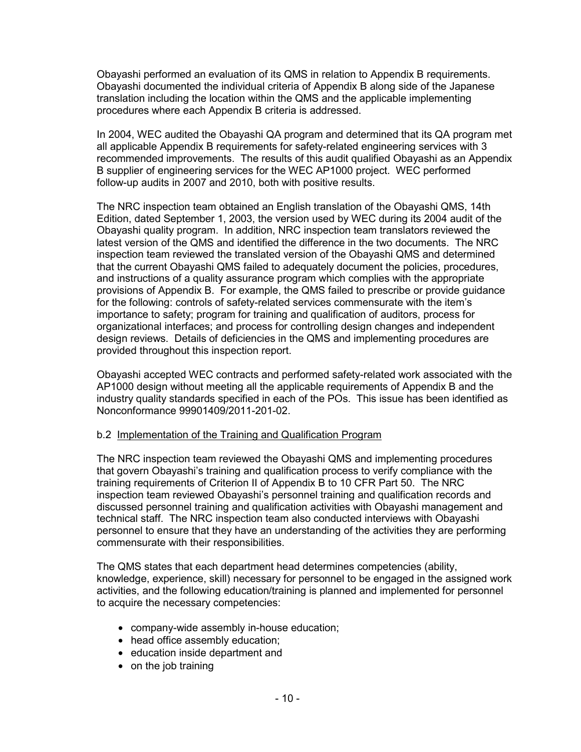Obayashi performed an evaluation of its QMS in relation to Appendix B requirements. Obayashi documented the individual criteria of Appendix B along side of the Japanese translation including the location within the QMS and the applicable implementing procedures where each Appendix B criteria is addressed.

In 2004, WEC audited the Obayashi QA program and determined that its QA program met all applicable Appendix B requirements for safety-related engineering services with 3 recommended improvements. The results of this audit qualified Obayashi as an Appendix B supplier of engineering services for the WEC AP1000 project. WEC performed follow-up audits in 2007 and 2010, both with positive results.

The NRC inspection team obtained an English translation of the Obayashi QMS, 14th Edition, dated September 1, 2003, the version used by WEC during its 2004 audit of the Obayashi quality program. In addition, NRC inspection team translators reviewed the latest version of the QMS and identified the difference in the two documents. The NRC inspection team reviewed the translated version of the Obayashi QMS and determined that the current Obayashi QMS failed to adequately document the policies, procedures, and instructions of a quality assurance program which complies with the appropriate provisions of Appendix B. For example, the QMS failed to prescribe or provide guidance for the following: controls of safety-related services commensurate with the item's importance to safety; program for training and qualification of auditors, process for organizational interfaces; and process for controlling design changes and independent design reviews. Details of deficiencies in the QMS and implementing procedures are provided throughout this inspection report.

Obayashi accepted WEC contracts and performed safety-related work associated with the AP1000 design without meeting all the applicable requirements of Appendix B and the industry quality standards specified in each of the POs. This issue has been identified as Nonconformance 99901409/2011-201-02.

b.2 Implementation of the Training and Qualification Program

The NRC inspection team reviewed the Obayashi QMS and implementing procedures that govern Obayashi's training and qualification process to verify compliance with the training requirements of Criterion II of Appendix B to 10 CFR Part 50. The NRC inspection team reviewed Obayashi's personnel training and qualification records and discussed personnel training and qualification activities with Obayashi management and technical staff. The NRC inspection team also conducted interviews with Obayashi personnel to ensure that they have an understanding of the activities they are performing commensurate with their responsibilities.

The QMS states that each department head determines competencies (ability, knowledge, experience, skill) necessary for personnel to be engaged in the assigned work activities, and the following education/training is planned and implemented for personnel to acquire the necessary competencies:

- company-wide assembly in-house education;
- head office assembly education;
- education inside department and
- on the job training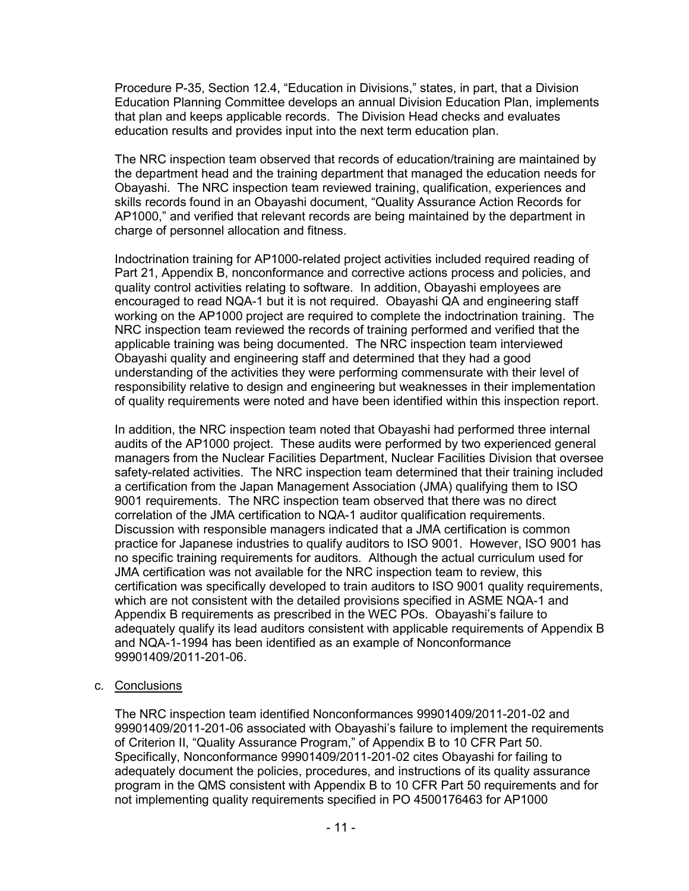Procedure P-35, Section 12.4, "Education in Divisions," states, in part, that a Division Education Planning Committee develops an annual Division Education Plan, implements that plan and keeps applicable records. The Division Head checks and evaluates education results and provides input into the next term education plan.

The NRC inspection team observed that records of education/training are maintained by the department head and the training department that managed the education needs for Obayashi. The NRC inspection team reviewed training, qualification, experiences and skills records found in an Obayashi document, "Quality Assurance Action Records for AP1000," and verified that relevant records are being maintained by the department in charge of personnel allocation and fitness.

Indoctrination training for AP1000-related project activities included required reading of Part 21, Appendix B, nonconformance and corrective actions process and policies, and quality control activities relating to software. In addition, Obayashi employees are encouraged to read NQA-1 but it is not required. Obayashi QA and engineering staff working on the AP1000 project are required to complete the indoctrination training. The NRC inspection team reviewed the records of training performed and verified that the applicable training was being documented. The NRC inspection team interviewed Obayashi quality and engineering staff and determined that they had a good understanding of the activities they were performing commensurate with their level of responsibility relative to design and engineering but weaknesses in their implementation of quality requirements were noted and have been identified within this inspection report.

In addition, the NRC inspection team noted that Obayashi had performed three internal audits of the AP1000 project. These audits were performed by two experienced general managers from the Nuclear Facilities Department, Nuclear Facilities Division that oversee safety-related activities. The NRC inspection team determined that their training included a certification from the Japan Management Association (JMA) qualifying them to ISO 9001 requirements. The NRC inspection team observed that there was no direct correlation of the JMA certification to NQA-1 auditor qualification requirements. Discussion with responsible managers indicated that a JMA certification is common practice for Japanese industries to qualify auditors to ISO 9001. However, ISO 9001 has no specific training requirements for auditors. Although the actual curriculum used for JMA certification was not available for the NRC inspection team to review, this certification was specifically developed to train auditors to ISO 9001 quality requirements, which are not consistent with the detailed provisions specified in ASME NQA-1 and Appendix B requirements as prescribed in the WEC POs. Obayashi's failure to adequately qualify its lead auditors consistent with applicable requirements of Appendix B and NQA-1-1994 has been identified as an example of Nonconformance 99901409/2011-201-06.

c. Conclusions

The NRC inspection team identified Nonconformances 99901409/2011-201-02 and 99901409/2011-201-06 associated with Obayashi's failure to implement the requirements of Criterion II, "Quality Assurance Program," of Appendix B to 10 CFR Part 50. Specifically, Nonconformance 99901409/2011-201-02 cites Obayashi for failing to adequately document the policies, procedures, and instructions of its quality assurance program in the QMS consistent with Appendix B to 10 CFR Part 50 requirements and for not implementing quality requirements specified in PO 4500176463 for AP1000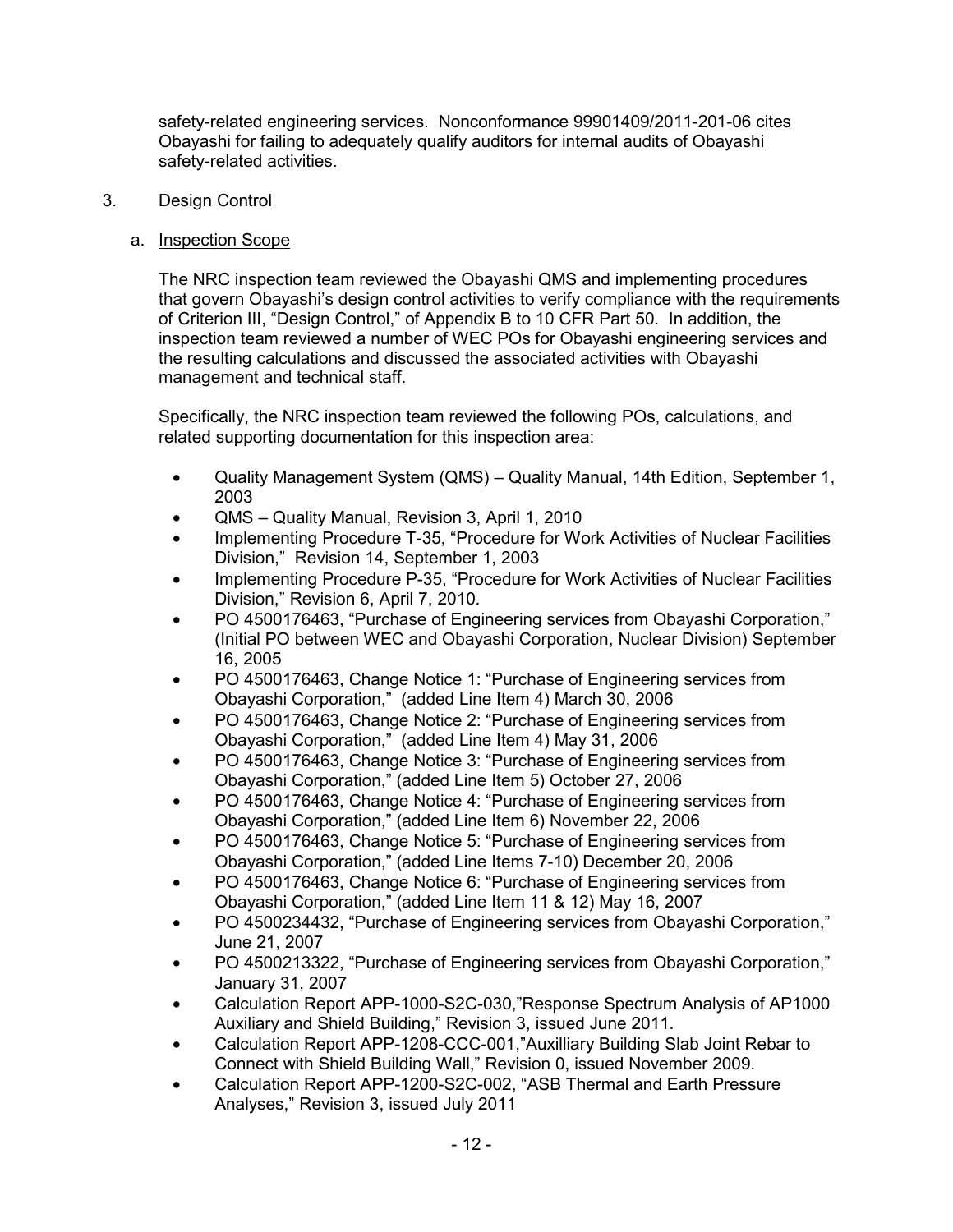safety-related engineering services. Nonconformance 99901409/2011-201-06 cites Obayashi for failing to adequately qualify auditors for internal audits of Obayashi safety-related activities.

3. Design Control

   a. Inspection Scope

   The NRC inspection team reviewed the Obayashi QMS and implementing procedures that govern Obayashi's design control activities to verify compliance with the requirements of Criterion III, "Design Control," of Appendix B to 10 CFR Part 50. In addition, the inspection team reviewed a number of WEC POs for Obayashi engineering services and the resulting calculations and discussed the associated activities with Obayashi management and technical staff.

   Specifically, the NRC inspection team reviewed the following POs, calculations, and related supporting documentation for this inspection area:

   - Quality Management System (QMS) – Quality Manual, 14th Edition, September 1, 2003
   - QMS – Quality Manual, Revision 3, April 1, 2010
   - Implementing Procedure T-35, "Procedure for Work Activities of Nuclear Facilities Division," Revision 14, September 1, 2003
   - Implementing Procedure P-35, "Procedure for Work Activities of Nuclear Facilities Division," Revision 6, April 7, 2010.
   - PO 4500176463, "Purchase of Engineering services from Obayashi Corporation," (Initial PO between WEC and Obayashi Corporation, Nuclear Division) September 16, 2005
   - PO 4500176463, Change Notice 1: "Purchase of Engineering services from Obayashi Corporation," (added Line Item 4) March 30, 2006
   - PO 4500176463, Change Notice 2: "Purchase of Engineering services from Obayashi Corporation," (added Line Item 4) May 31, 2006
   - PO 4500176463, Change Notice 3: "Purchase of Engineering services from Obayashi Corporation," (added Line Item 5) October 27, 2006
   - PO 4500176463, Change Notice 4: "Purchase of Engineering services from Obayashi Corporation," (added Line Item 6) November 22, 2006
   - PO 4500176463, Change Notice 5: "Purchase of Engineering services from Obayashi Corporation," (added Line Items 7-10) December 20, 2006
   - PO 4500176463, Change Notice 6: "Purchase of Engineering services from Obayashi Corporation," (added Line Item 11 & 12) May 16, 2007
   - PO 4500234432, "Purchase of Engineering services from Obayashi Corporation," June 21, 2007
   - PO 4500213322, "Purchase of Engineering services from Obayashi Corporation," January 31, 2007
   - Calculation Report APP-1000-S2C-030,"Response Spectrum Analysis of AP1000 Auxiliary and Shield Building," Revision 3, issued June 2011.
   - Calculation Report APP-1208-CCC-001,"Auxilliary Building Slab Joint Rebar to Connect with Shield Building Wall," Revision 0, issued November 2009.
   - Calculation Report APP-1200-S2C-002, "ASB Thermal and Earth Pressure Analyses," Revision 3, issued July 2011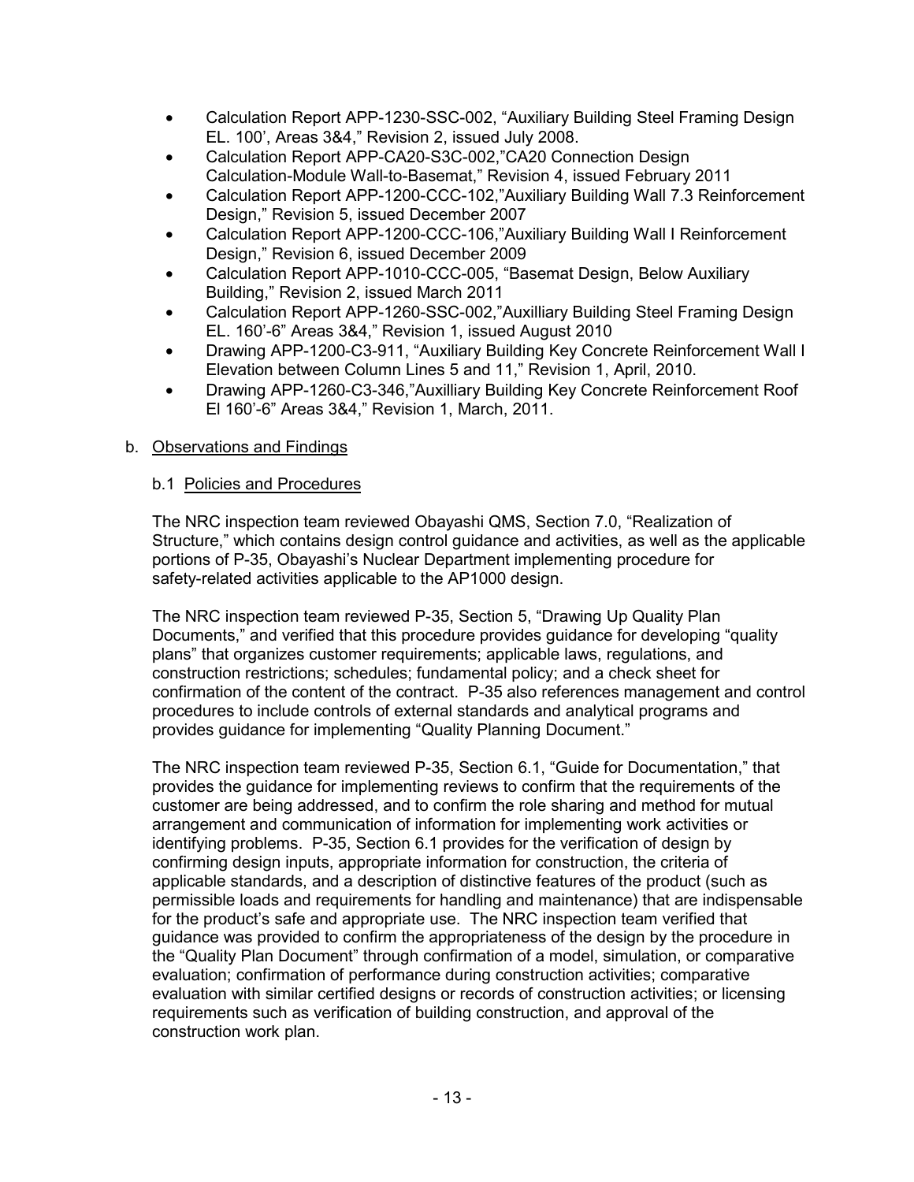- Calculation Report APP-1230-SSC-002, "Auxiliary Building Steel Framing Design EL. 100', Areas 3&4," Revision 2, issued July 2008.
- Calculation Report APP-CA20-S3C-002,"CA20 Connection Design Calculation-Module Wall-to-Basemat," Revision 4, issued February 2011
- Calculation Report APP-1200-CCC-102,"Auxiliary Building Wall 7.3 Reinforcement Design," Revision 5, issued December 2007
- Calculation Report APP-1200-CCC-106,"Auxiliary Building Wall I Reinforcement Design," Revision 6, issued December 2009
- Calculation Report APP-1010-CCC-005, "Basemat Design, Below Auxiliary Building," Revision 2, issued March 2011
- Calculation Report APP-1260-SSC-002,"Auxilliary Building Steel Framing Design EL. 160'-6" Areas 3&4," Revision 1, issued August 2010
- Drawing APP-1200-C3-911, "Auxiliary Building Key Concrete Reinforcement Wall I Elevation between Column Lines 5 and 11," Revision 1, April, 2010.
- Drawing APP-1260-C3-346,"Auxilliary Building Key Concrete Reinforcement Roof El 160'-6" Areas 3&4," Revision 1, March, 2011.

b. Observations and Findings

b.1 Policies and Procedures

The NRC inspection team reviewed Obayashi QMS, Section 7.0, "Realization of Structure," which contains design control guidance and activities, as well as the applicable portions of P-35, Obayashi's Nuclear Department implementing procedure for safety-related activities applicable to the AP1000 design.

The NRC inspection team reviewed P-35, Section 5, "Drawing Up Quality Plan Documents," and verified that this procedure provides guidance for developing "quality plans" that organizes customer requirements; applicable laws, regulations, and construction restrictions; schedules; fundamental policy; and a check sheet for confirmation of the content of the contract. P-35 also references management and control procedures to include controls of external standards and analytical programs and provides guidance for implementing "Quality Planning Document."

The NRC inspection team reviewed P-35, Section 6.1, "Guide for Documentation," that provides the guidance for implementing reviews to confirm that the requirements of the customer are being addressed, and to confirm the role sharing and method for mutual arrangement and communication of information for implementing work activities or identifying problems. P-35, Section 6.1 provides for the verification of design by confirming design inputs, appropriate information for construction, the criteria of applicable standards, and a description of distinctive features of the product (such as permissible loads and requirements for handling and maintenance) that are indispensable for the product's safe and appropriate use. The NRC inspection team verified that guidance was provided to confirm the appropriateness of the design by the procedure in the "Quality Plan Document" through confirmation of a model, simulation, or comparative evaluation; confirmation of performance during construction activities; comparative evaluation with similar certified designs or records of construction activities; or licensing requirements such as verification of building construction, and approval of the construction work plan.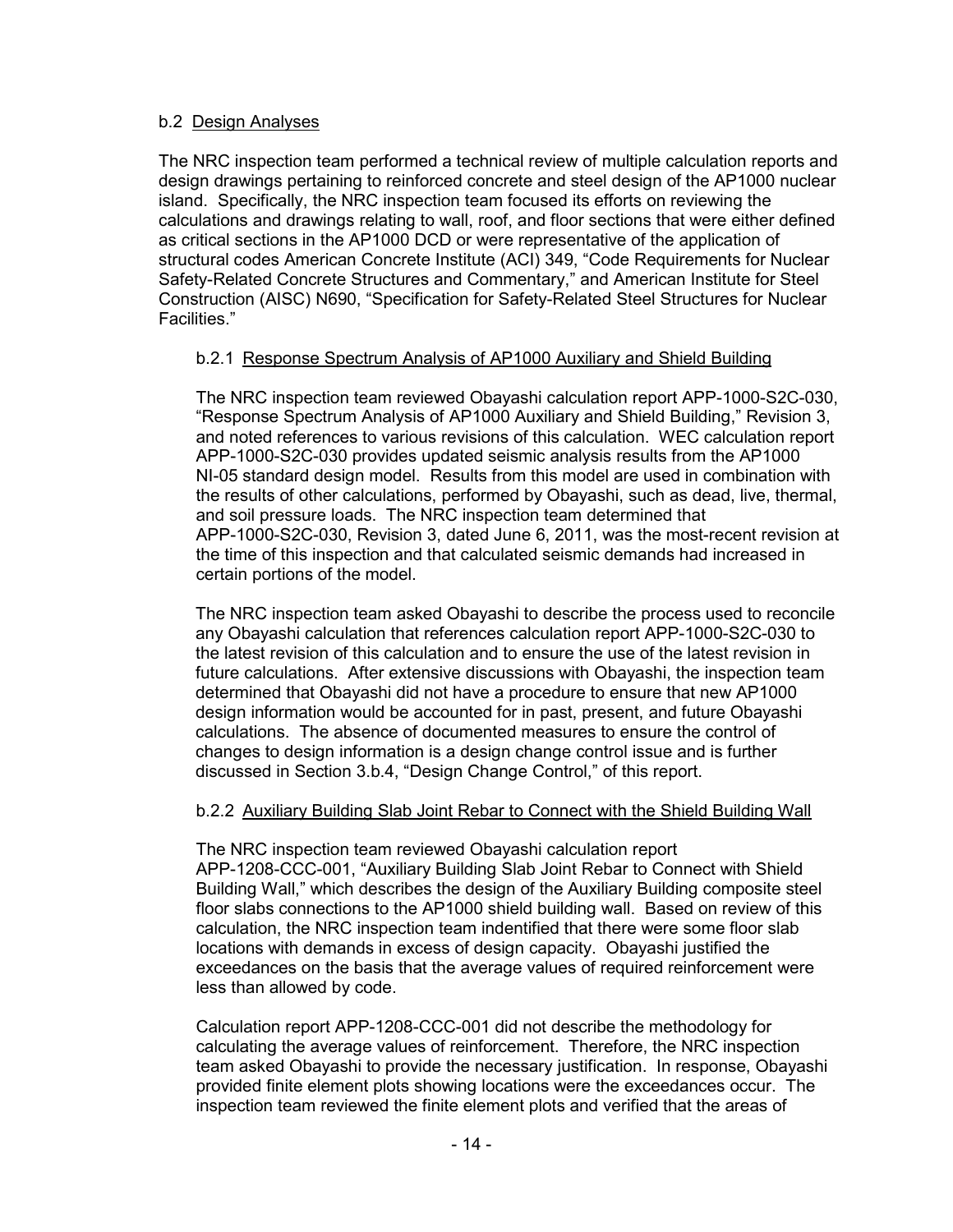b.2 Design Analyses

The NRC inspection team performed a technical review of multiple calculation reports and design drawings pertaining to reinforced concrete and steel design of the AP1000 nuclear island. Specifically, the NRC inspection team focused its efforts on reviewing the calculations and drawings relating to wall, roof, and floor sections that were either defined as critical sections in the AP1000 DCD or were representative of the application of structural codes American Concrete Institute (ACI) 349, "Code Requirements for Nuclear Safety-Related Concrete Structures and Commentary," and American Institute for Steel Construction (AISC) N690, "Specification for Safety-Related Steel Structures for Nuclear Facilities."

b.2.1 Response Spectrum Analysis of AP1000 Auxiliary and Shield Building

The NRC inspection team reviewed Obayashi calculation report APP-1000-S2C-030, "Response Spectrum Analysis of AP1000 Auxiliary and Shield Building," Revision 3, and noted references to various revisions of this calculation. WEC calculation report APP-1000-S2C-030 provides updated seismic analysis results from the AP1000 NI-05 standard design model. Results from this model are used in combination with the results of other calculations, performed by Obayashi, such as dead, live, thermal, and soil pressure loads. The NRC inspection team determined that APP-1000-S2C-030, Revision 3, dated June 6, 2011, was the most-recent revision at the time of this inspection and that calculated seismic demands had increased in certain portions of the model.

The NRC inspection team asked Obayashi to describe the process used to reconcile any Obayashi calculation that references calculation report APP-1000-S2C-030 to the latest revision of this calculation and to ensure the use of the latest revision in future calculations. After extensive discussions with Obayashi, the inspection team determined that Obayashi did not have a procedure to ensure that new AP1000 design information would be accounted for in past, present, and future Obayashi calculations. The absence of documented measures to ensure the control of changes to design information is a design change control issue and is further discussed in Section 3.b.4, "Design Change Control," of this report.

b.2.2 Auxiliary Building Slab Joint Rebar to Connect with the Shield Building Wall

The NRC inspection team reviewed Obayashi calculation report APP-1208-CCC-001, "Auxiliary Building Slab Joint Rebar to Connect with Shield Building Wall," which describes the design of the Auxiliary Building composite steel floor slabs connections to the AP1000 shield building wall. Based on review of this calculation, the NRC inspection team indentified that there were some floor slab locations with demands in excess of design capacity. Obayashi justified the exceedances on the basis that the average values of required reinforcement were less than allowed by code.

Calculation report APP-1208-CCC-001 did not describe the methodology for calculating the average values of reinforcement. Therefore, the NRC inspection team asked Obayashi to provide the necessary justification. In response, Obayashi provided finite element plots showing locations were the exceedances occur. The inspection team reviewed the finite element plots and verified that the areas of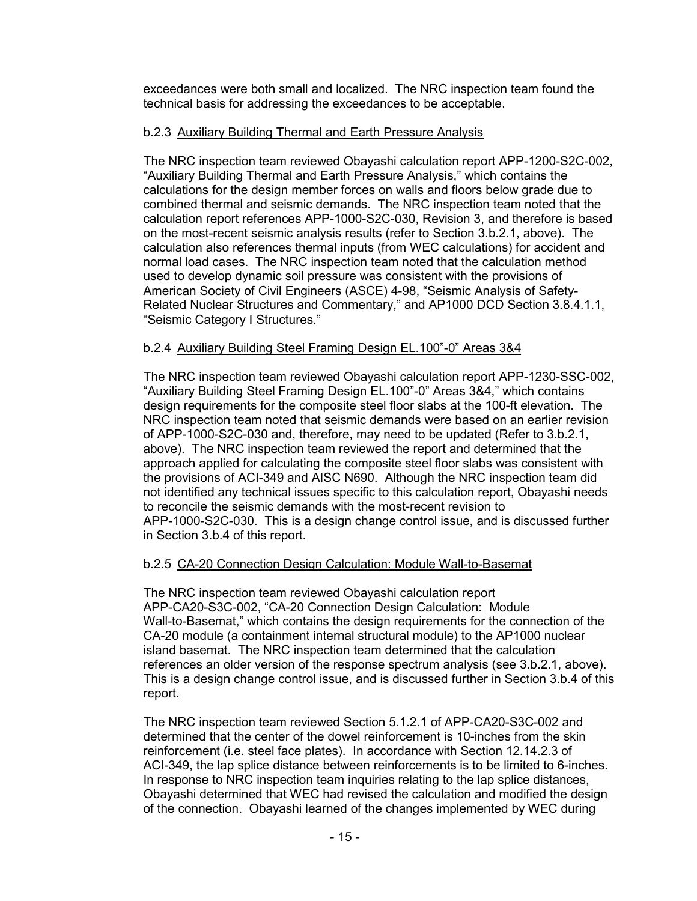exceedances were both small and localized. The NRC inspection team found the technical basis for addressing the exceedances to be acceptable.

b.2.3 Auxiliary Building Thermal and Earth Pressure Analysis

The NRC inspection team reviewed Obayashi calculation report APP-1200-S2C-002, "Auxiliary Building Thermal and Earth Pressure Analysis," which contains the calculations for the design member forces on walls and floors below grade due to combined thermal and seismic demands. The NRC inspection team noted that the calculation report references APP-1000-S2C-030, Revision 3, and therefore is based on the most-recent seismic analysis results (refer to Section 3.b.2.1, above). The calculation also references thermal inputs (from WEC calculations) for accident and normal load cases. The NRC inspection team noted that the calculation method used to develop dynamic soil pressure was consistent with the provisions of American Society of Civil Engineers (ASCE) 4-98, "Seismic Analysis of Safety-Related Nuclear Structures and Commentary," and AP1000 DCD Section 3.8.4.1.1, "Seismic Category I Structures."

b.2.4 Auxiliary Building Steel Framing Design EL.100"-0" Areas 3&4

The NRC inspection team reviewed Obayashi calculation report APP-1230-SSC-002, "Auxiliary Building Steel Framing Design EL.100"-0" Areas 3&4," which contains design requirements for the composite steel floor slabs at the 100-ft elevation. The NRC inspection team noted that seismic demands were based on an earlier revision of APP-1000-S2C-030 and, therefore, may need to be updated (Refer to 3.b.2.1, above). The NRC inspection team reviewed the report and determined that the approach applied for calculating the composite steel floor slabs was consistent with the provisions of ACI-349 and AISC N690. Although the NRC inspection team did not identified any technical issues specific to this calculation report, Obayashi needs to reconcile the seismic demands with the most-recent revision to APP-1000-S2C-030. This is a design change control issue, and is discussed further in Section 3.b.4 of this report.

b.2.5 CA-20 Connection Design Calculation: Module Wall-to-Basemat

The NRC inspection team reviewed Obayashi calculation report APP-CA20-S3C-002, "CA-20 Connection Design Calculation: Module Wall-to-Basemat," which contains the design requirements for the connection of the CA-20 module (a containment internal structural module) to the AP1000 nuclear island basemat. The NRC inspection team determined that the calculation references an older version of the response spectrum analysis (see 3.b.2.1, above). This is a design change control issue, and is discussed further in Section 3.b.4 of this report.

The NRC inspection team reviewed Section 5.1.2.1 of APP-CA20-S3C-002 and determined that the center of the dowel reinforcement is 10-inches from the skin reinforcement (i.e. steel face plates). In accordance with Section 12.14.2.3 of ACI-349, the lap splice distance between reinforcements is to be limited to 6-inches. In response to NRC inspection team inquiries relating to the lap splice distances, Obayashi determined that WEC had revised the calculation and modified the design of the connection. Obayashi learned of the changes implemented by WEC during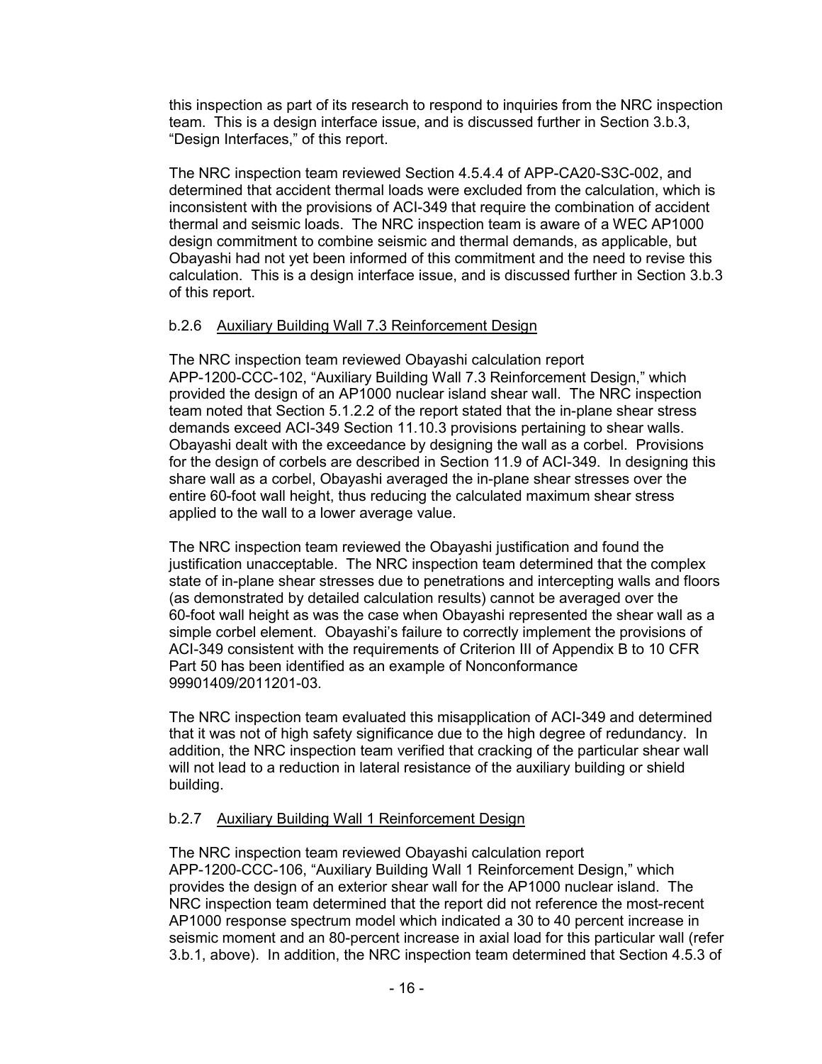this inspection as part of its research to respond to inquiries from the NRC inspection team. This is a design interface issue, and is discussed further in Section 3.b.3, "Design Interfaces," of this report.

The NRC inspection team reviewed Section 4.5.4.4 of APP-CA20-S3C-002, and determined that accident thermal loads were excluded from the calculation, which is inconsistent with the provisions of ACI-349 that require the combination of accident thermal and seismic loads. The NRC inspection team is aware of a WEC AP1000 design commitment to combine seismic and thermal demands, as applicable, but Obayashi had not yet been informed of this commitment and the need to revise this calculation. This is a design interface issue, and is discussed further in Section 3.b.3 of this report.

### b.2.6 Auxiliary Building Wall 7.3 Reinforcement Design

The NRC inspection team reviewed Obayashi calculation report APP-1200-CCC-102, "Auxiliary Building Wall 7.3 Reinforcement Design," which provided the design of an AP1000 nuclear island shear wall. The NRC inspection team noted that Section 5.1.2.2 of the report stated that the in-plane shear stress demands exceed ACI-349 Section 11.10.3 provisions pertaining to shear walls. Obayashi dealt with the exceedance by designing the wall as a corbel. Provisions for the design of corbels are described in Section 11.9 of ACI-349. In designing this share wall as a corbel, Obayashi averaged the in-plane shear stresses over the entire 60-foot wall height, thus reducing the calculated maximum shear stress applied to the wall to a lower average value.

The NRC inspection team reviewed the Obayashi justification and found the justification unacceptable. The NRC inspection team determined that the complex state of in-plane shear stresses due to penetrations and intercepting walls and floors (as demonstrated by detailed calculation results) cannot be averaged over the 60-foot wall height as was the case when Obayashi represented the shear wall as a simple corbel element. Obayashi's failure to correctly implement the provisions of ACI-349 consistent with the requirements of Criterion III of Appendix B to 10 CFR Part 50 has been identified as an example of Nonconformance 99901409/2011201-03.

The NRC inspection team evaluated this misapplication of ACI-349 and determined that it was not of high safety significance due to the high degree of redundancy. In addition, the NRC inspection team verified that cracking of the particular shear wall will not lead to a reduction in lateral resistance of the auxiliary building or shield building.

### b.2.7 Auxiliary Building Wall 1 Reinforcement Design

The NRC inspection team reviewed Obayashi calculation report APP-1200-CCC-106, "Auxiliary Building Wall 1 Reinforcement Design," which provides the design of an exterior shear wall for the AP1000 nuclear island. The NRC inspection team determined that the report did not reference the most-recent AP1000 response spectrum model which indicated a 30 to 40 percent increase in seismic moment and an 80-percent increase in axial load for this particular wall (refer 3.b.1, above). In addition, the NRC inspection team determined that Section 4.5.3 of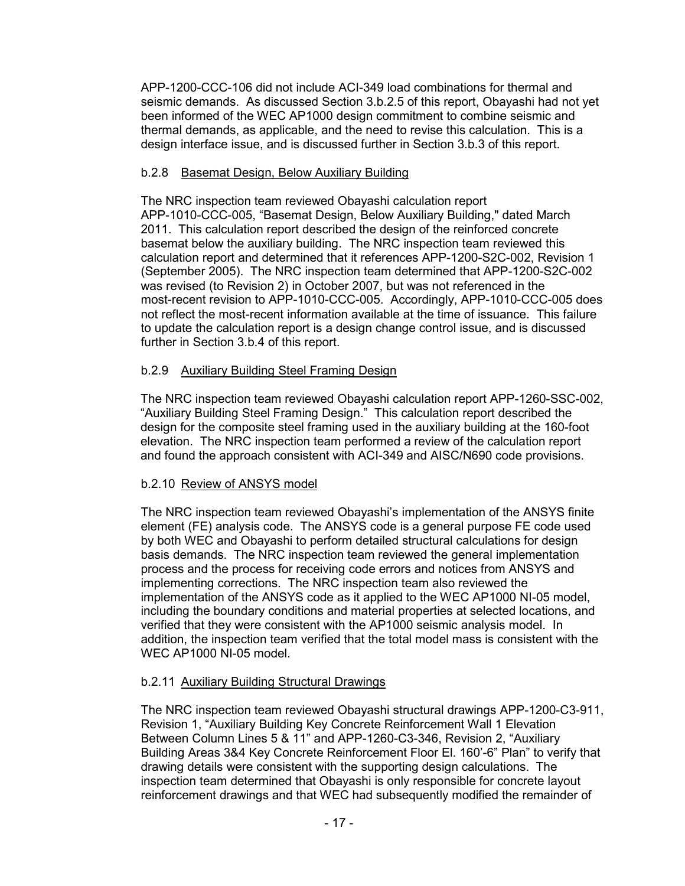APP-1200-CCC-106 did not include ACI-349 load combinations for thermal and seismic demands. As discussed Section 3.b.2.5 of this report, Obayashi had not yet been informed of the WEC AP1000 design commitment to combine seismic and thermal demands, as applicable, and the need to revise this calculation. This is a design interface issue, and is discussed further in Section 3.b.3 of this report.

#### b.2.8 Basemat Design, Below Auxiliary Building

The NRC inspection team reviewed Obayashi calculation report APP-1010-CCC-005, "Basemat Design, Below Auxiliary Building," dated March 2011. This calculation report described the design of the reinforced concrete basemat below the auxiliary building. The NRC inspection team reviewed this calculation report and determined that it references APP-1200-S2C-002, Revision 1 (September 2005). The NRC inspection team determined that APP-1200-S2C-002 was revised (to Revision 2) in October 2007, but was not referenced in the most-recent revision to APP-1010-CCC-005. Accordingly, APP-1010-CCC-005 does not reflect the most-recent information available at the time of issuance. This failure to update the calculation report is a design change control issue, and is discussed further in Section 3.b.4 of this report.

#### b.2.9 Auxiliary Building Steel Framing Design

The NRC inspection team reviewed Obayashi calculation report APP-1260-SSC-002, "Auxiliary Building Steel Framing Design." This calculation report described the design for the composite steel framing used in the auxiliary building at the 160-foot elevation. The NRC inspection team performed a review of the calculation report and found the approach consistent with ACI-349 and AISC/N690 code provisions.

#### b.2.10 Review of ANSYS model

The NRC inspection team reviewed Obayashi's implementation of the ANSYS finite element (FE) analysis code. The ANSYS code is a general purpose FE code used by both WEC and Obayashi to perform detailed structural calculations for design basis demands. The NRC inspection team reviewed the general implementation process and the process for receiving code errors and notices from ANSYS and implementing corrections. The NRC inspection team also reviewed the implementation of the ANSYS code as it applied to the WEC AP1000 NI-05 model, including the boundary conditions and material properties at selected locations, and verified that they were consistent with the AP1000 seismic analysis model. In addition, the inspection team verified that the total model mass is consistent with the WEC AP1000 NI-05 model.

#### b.2.11 Auxiliary Building Structural Drawings

The NRC inspection team reviewed Obayashi structural drawings APP-1200-C3-911, Revision 1, "Auxiliary Building Key Concrete Reinforcement Wall 1 Elevation Between Column Lines 5 & 11" and APP-1260-C3-346, Revision 2, "Auxiliary Building Areas 3&4 Key Concrete Reinforcement Floor El. 160'-6" Plan" to verify that drawing details were consistent with the supporting design calculations. The inspection team determined that Obayashi is only responsible for concrete layout reinforcement drawings and that WEC had subsequently modified the remainder of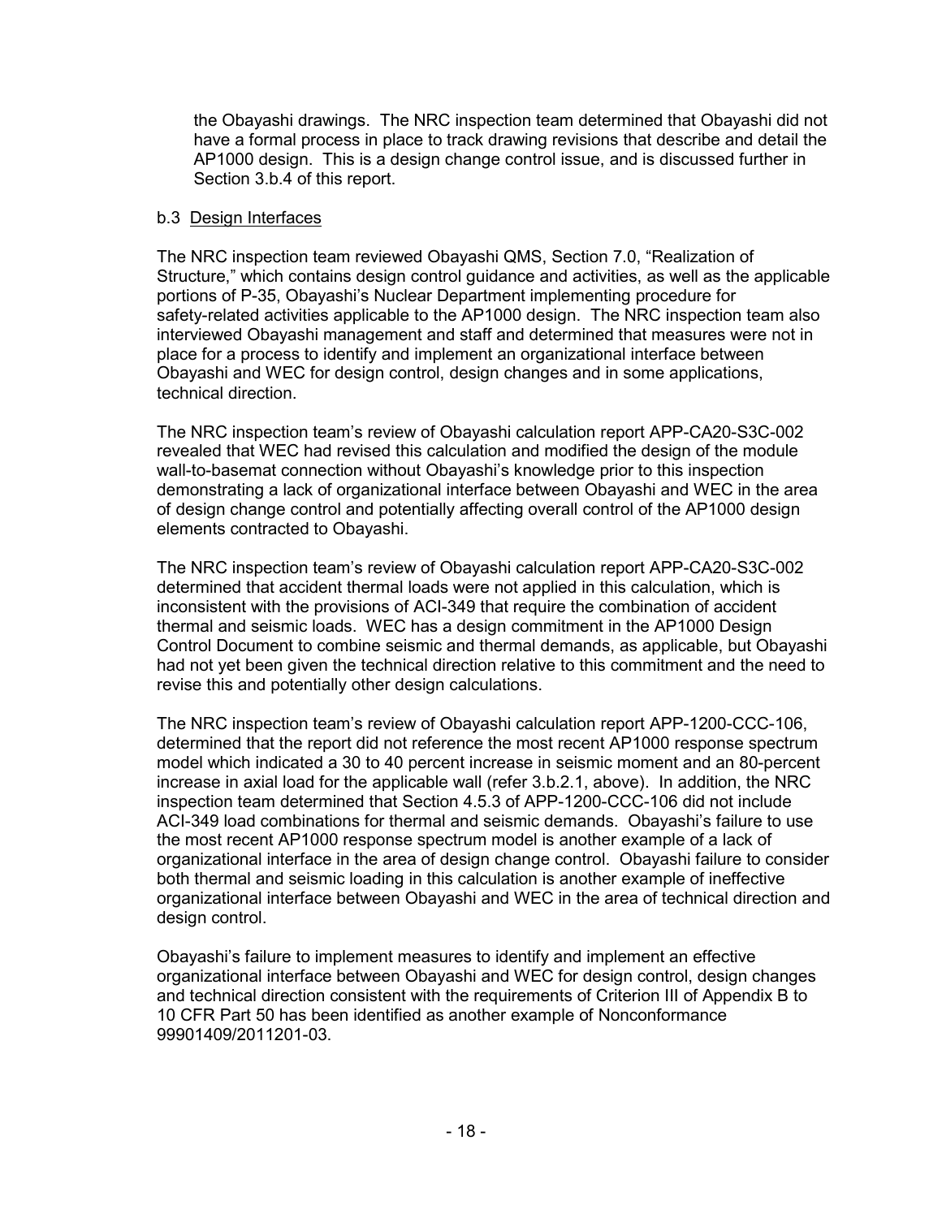the Obayashi drawings. The NRC inspection team determined that Obayashi did not have a formal process in place to track drawing revisions that describe and detail the AP1000 design. This is a design change control issue, and is discussed further in Section 3.b.4 of this report.

### b.3 Design Interfaces

The NRC inspection team reviewed Obayashi QMS, Section 7.0, "Realization of Structure," which contains design control guidance and activities, as well as the applicable portions of P-35, Obayashi's Nuclear Department implementing procedure for safety-related activities applicable to the AP1000 design. The NRC inspection team also interviewed Obayashi management and staff and determined that measures were not in place for a process to identify and implement an organizational interface between Obayashi and WEC for design control, design changes and in some applications, technical direction.

The NRC inspection team's review of Obayashi calculation report APP-CA20-S3C-002 revealed that WEC had revised this calculation and modified the design of the module wall-to-basemat connection without Obayashi's knowledge prior to this inspection demonstrating a lack of organizational interface between Obayashi and WEC in the area of design change control and potentially affecting overall control of the AP1000 design elements contracted to Obayashi.

The NRC inspection team's review of Obayashi calculation report APP-CA20-S3C-002 determined that accident thermal loads were not applied in this calculation, which is inconsistent with the provisions of ACI-349 that require the combination of accident thermal and seismic loads. WEC has a design commitment in the AP1000 Design Control Document to combine seismic and thermal demands, as applicable, but Obayashi had not yet been given the technical direction relative to this commitment and the need to revise this and potentially other design calculations.

The NRC inspection team's review of Obayashi calculation report APP-1200-CCC-106, determined that the report did not reference the most recent AP1000 response spectrum model which indicated a 30 to 40 percent increase in seismic moment and an 80-percent increase in axial load for the applicable wall (refer 3.b.2.1, above). In addition, the NRC inspection team determined that Section 4.5.3 of APP-1200-CCC-106 did not include ACI-349 load combinations for thermal and seismic demands. Obayashi's failure to use the most recent AP1000 response spectrum model is another example of a lack of organizational interface in the area of design change control. Obayashi failure to consider both thermal and seismic loading in this calculation is another example of ineffective organizational interface between Obayashi and WEC in the area of technical direction and design control.

Obayashi's failure to implement measures to identify and implement an effective organizational interface between Obayashi and WEC for design control, design changes and technical direction consistent with the requirements of Criterion III of Appendix B to 10 CFR Part 50 has been identified as another example of Nonconformance 99901409/2011201-03.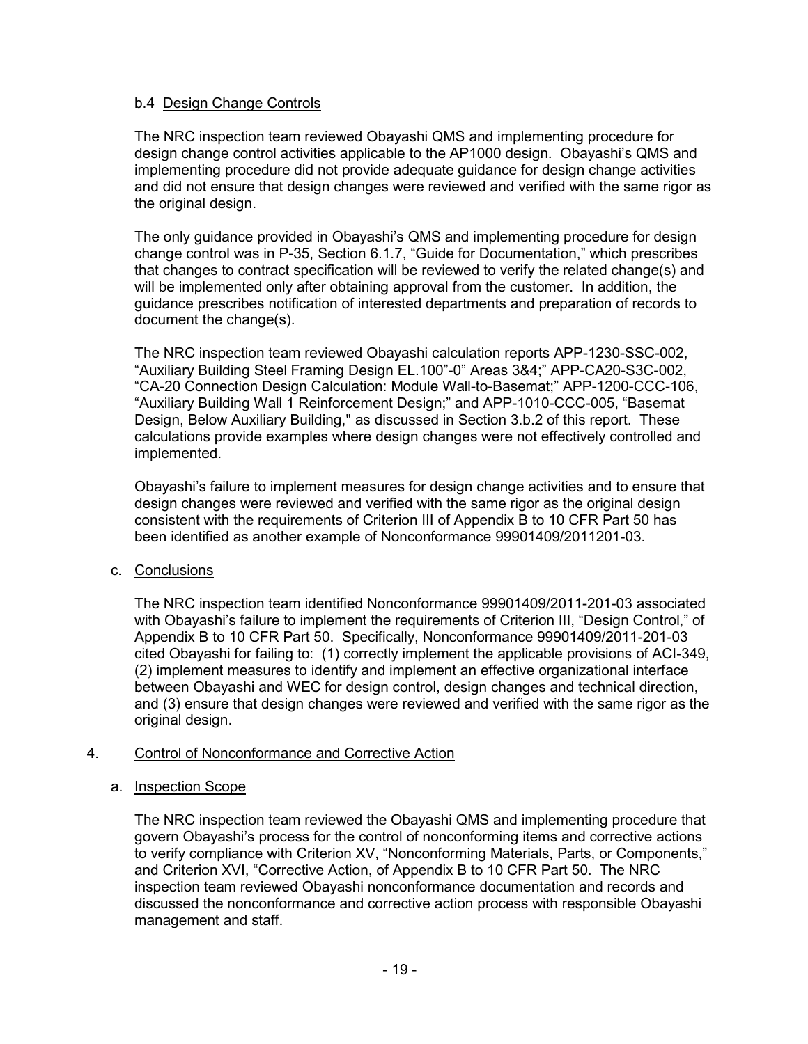b.4 Design Change Controls

The NRC inspection team reviewed Obayashi QMS and implementing procedure for design change control activities applicable to the AP1000 design. Obayashi's QMS and implementing procedure did not provide adequate guidance for design change activities and did not ensure that design changes were reviewed and verified with the same rigor as the original design.

The only guidance provided in Obayashi's QMS and implementing procedure for design change control was in P-35, Section 6.1.7, "Guide for Documentation," which prescribes that changes to contract specification will be reviewed to verify the related change(s) and will be implemented only after obtaining approval from the customer. In addition, the guidance prescribes notification of interested departments and preparation of records to document the change(s).

The NRC inspection team reviewed Obayashi calculation reports APP-1230-SSC-002, "Auxiliary Building Steel Framing Design EL.100"-0" Areas 3&4;" APP-CA20-S3C-002, "CA-20 Connection Design Calculation: Module Wall-to-Basemat;" APP-1200-CCC-106, "Auxiliary Building Wall 1 Reinforcement Design;" and APP-1010-CCC-005, "Basemat Design, Below Auxiliary Building," as discussed in Section 3.b.2 of this report. These calculations provide examples where design changes were not effectively controlled and implemented.

Obayashi's failure to implement measures for design change activities and to ensure that design changes were reviewed and verified with the same rigor as the original design consistent with the requirements of Criterion III of Appendix B to 10 CFR Part 50 has been identified as another example of Nonconformance 99901409/2011201-03.

c. Conclusions

The NRC inspection team identified Nonconformance 99901409/2011-201-03 associated with Obayashi's failure to implement the requirements of Criterion III, "Design Control," of Appendix B to 10 CFR Part 50. Specifically, Nonconformance 99901409/2011-201-03 cited Obayashi for failing to: (1) correctly implement the applicable provisions of ACI-349, (2) implement measures to identify and implement an effective organizational interface between Obayashi and WEC for design control, design changes and technical direction, and (3) ensure that design changes were reviewed and verified with the same rigor as the original design.

4. Control of Nonconformance and Corrective Action

a. Inspection Scope

The NRC inspection team reviewed the Obayashi QMS and implementing procedure that govern Obayashi's process for the control of nonconforming items and corrective actions to verify compliance with Criterion XV, "Nonconforming Materials, Parts, or Components," and Criterion XVI, "Corrective Action, of Appendix B to 10 CFR Part 50. The NRC inspection team reviewed Obayashi nonconformance documentation and records and discussed the nonconformance and corrective action process with responsible Obayashi management and staff.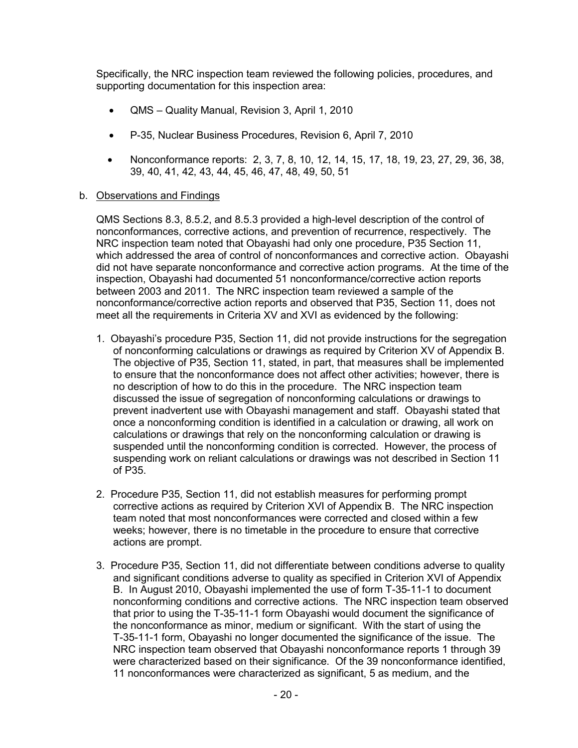Specifically, the NRC inspection team reviewed the following policies, procedures, and supporting documentation for this inspection area:

- QMS – Quality Manual, Revision 3, April 1, 2010
- P-35, Nuclear Business Procedures, Revision 6, April 7, 2010
- Nonconformance reports: 2, 3, 7, 8, 10, 12, 14, 15, 17, 18, 19, 23, 27, 29, 36, 38, 39, 40, 41, 42, 43, 44, 45, 46, 47, 48, 49, 50, 51

b. Observations and Findings

QMS Sections 8.3, 8.5.2, and 8.5.3 provided a high-level description of the control of nonconformances, corrective actions, and prevention of recurrence, respectively. The NRC inspection team noted that Obayashi had only one procedure, P35 Section 11, which addressed the area of control of nonconformances and corrective action. Obayashi did not have separate nonconformance and corrective action programs. At the time of the inspection, Obayashi had documented 51 nonconformance/corrective action reports between 2003 and 2011. The NRC inspection team reviewed a sample of the nonconformance/corrective action reports and observed that P35, Section 11, does not meet all the requirements in Criteria XV and XVI as evidenced by the following:

1. Obayashi's procedure P35, Section 11, did not provide instructions for the segregation of nonconforming calculations or drawings as required by Criterion XV of Appendix B. The objective of P35, Section 11, stated, in part, that measures shall be implemented to ensure that the nonconformance does not affect other activities; however, there is no description of how to do this in the procedure. The NRC inspection team discussed the issue of segregation of nonconforming calculations or drawings to prevent inadvertent use with Obayashi management and staff. Obayashi stated that once a nonconforming condition is identified in a calculation or drawing, all work on calculations or drawings that rely on the nonconforming calculation or drawing is suspended until the nonconforming condition is corrected. However, the process of suspending work on reliant calculations or drawings was not described in Section 11 of P35.

2. Procedure P35, Section 11, did not establish measures for performing prompt corrective actions as required by Criterion XVI of Appendix B. The NRC inspection team noted that most nonconformances were corrected and closed within a few weeks; however, there is no timetable in the procedure to ensure that corrective actions are prompt.

3. Procedure P35, Section 11, did not differentiate between conditions adverse to quality and significant conditions adverse to quality as specified in Criterion XVI of Appendix B. In August 2010, Obayashi implemented the use of form T-35-11-1 to document nonconforming conditions and corrective actions. The NRC inspection team observed that prior to using the T-35-11-1 form Obayashi would document the significance of the nonconformance as minor, medium or significant. With the start of using the T-35-11-1 form, Obayashi no longer documented the significance of the issue. The NRC inspection team observed that Obayashi nonconformance reports 1 through 39 were characterized based on their significance. Of the 39 nonconformance identified, 11 nonconformances were characterized as significant, 5 as medium, and the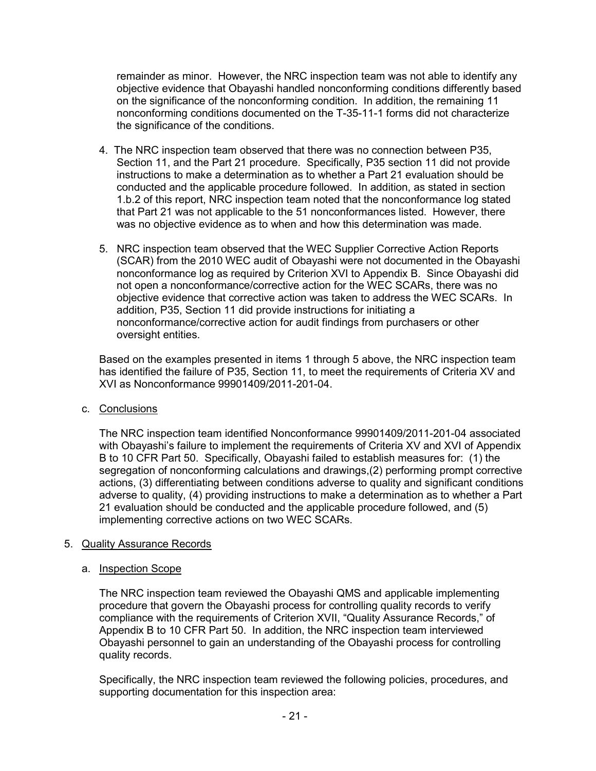remainder as minor. However, the NRC inspection team was not able to identify any objective evidence that Obayashi handled nonconforming conditions differently based on the significance of the nonconforming condition. In addition, the remaining 11 nonconforming conditions documented on the T-35-11-1 forms did not characterize the significance of the conditions.

4. The NRC inspection team observed that there was no connection between P35, Section 11, and the Part 21 procedure. Specifically, P35 section 11 did not provide instructions to make a determination as to whether a Part 21 evaluation should be conducted and the applicable procedure followed. In addition, as stated in section 1.b.2 of this report, NRC inspection team noted that the nonconformance log stated that Part 21 was not applicable to the 51 nonconformances listed. However, there was no objective evidence as to when and how this determination was made.

5. NRC inspection team observed that the WEC Supplier Corrective Action Reports (SCAR) from the 2010 WEC audit of Obayashi were not documented in the Obayashi nonconformance log as required by Criterion XVI to Appendix B. Since Obayashi did not open a nonconformance/corrective action for the WEC SCARs, there was no objective evidence that corrective action was taken to address the WEC SCARs. In addition, P35, Section 11 did provide instructions for initiating a nonconformance/corrective action for audit findings from purchasers or other oversight entities.

Based on the examples presented in items 1 through 5 above, the NRC inspection team has identified the failure of P35, Section 11, to meet the requirements of Criteria XV and XVI as Nonconformance 99901409/2011-201-04.

c. Conclusions

The NRC inspection team identified Nonconformance 99901409/2011-201-04 associated with Obayashi's failure to implement the requirements of Criteria XV and XVI of Appendix B to 10 CFR Part 50. Specifically, Obayashi failed to establish measures for: (1) the segregation of nonconforming calculations and drawings,(2) performing prompt corrective actions, (3) differentiating between conditions adverse to quality and significant conditions adverse to quality, (4) providing instructions to make a determination as to whether a Part 21 evaluation should be conducted and the applicable procedure followed, and (5) implementing corrective actions on two WEC SCARs.

5. Quality Assurance Records

a. Inspection Scope

The NRC inspection team reviewed the Obayashi QMS and applicable implementing procedure that govern the Obayashi process for controlling quality records to verify compliance with the requirements of Criterion XVII, "Quality Assurance Records," of Appendix B to 10 CFR Part 50. In addition, the NRC inspection team interviewed Obayashi personnel to gain an understanding of the Obayashi process for controlling quality records.

Specifically, the NRC inspection team reviewed the following policies, procedures, and supporting documentation for this inspection area: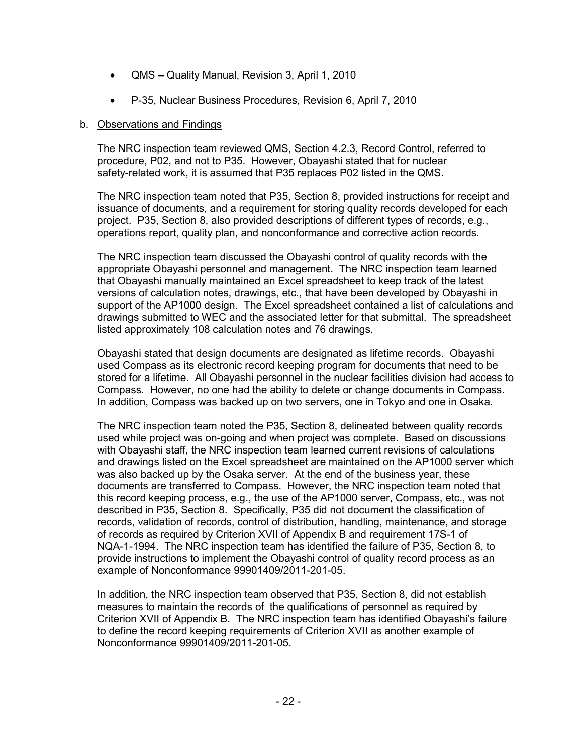- QMS – Quality Manual, Revision 3, April 1, 2010
- P-35, Nuclear Business Procedures, Revision 6, April 7, 2010

b. Observations and Findings

The NRC inspection team reviewed QMS, Section 4.2.3, Record Control, referred to procedure, P02, and not to P35. However, Obayashi stated that for nuclear safety-related work, it is assumed that P35 replaces P02 listed in the QMS.

The NRC inspection team noted that P35, Section 8, provided instructions for receipt and issuance of documents, and a requirement for storing quality records developed for each project. P35, Section 8, also provided descriptions of different types of records, e.g., operations report, quality plan, and nonconformance and corrective action records.

The NRC inspection team discussed the Obayashi control of quality records with the appropriate Obayashi personnel and management. The NRC inspection team learned that Obayashi manually maintained an Excel spreadsheet to keep track of the latest versions of calculation notes, drawings, etc., that have been developed by Obayashi in support of the AP1000 design. The Excel spreadsheet contained a list of calculations and drawings submitted to WEC and the associated letter for that submittal. The spreadsheet listed approximately 108 calculation notes and 76 drawings.

Obayashi stated that design documents are designated as lifetime records. Obayashi used Compass as its electronic record keeping program for documents that need to be stored for a lifetime. All Obayashi personnel in the nuclear facilities division had access to Compass. However, no one had the ability to delete or change documents in Compass. In addition, Compass was backed up on two servers, one in Tokyo and one in Osaka.

The NRC inspection team noted the P35, Section 8, delineated between quality records used while project was on-going and when project was complete. Based on discussions with Obayashi staff, the NRC inspection team learned current revisions of calculations and drawings listed on the Excel spreadsheet are maintained on the AP1000 server which was also backed up by the Osaka server. At the end of the business year, these documents are transferred to Compass. However, the NRC inspection team noted that this record keeping process, e.g., the use of the AP1000 server, Compass, etc., was not described in P35, Section 8. Specifically, P35 did not document the classification of records, validation of records, control of distribution, handling, maintenance, and storage of records as required by Criterion XVII of Appendix B and requirement 17S-1 of NQA-1-1994. The NRC inspection team has identified the failure of P35, Section 8, to provide instructions to implement the Obayashi control of quality record process as an example of Nonconformance 99901409/2011-201-05.

In addition, the NRC inspection team observed that P35, Section 8, did not establish measures to maintain the records of the qualifications of personnel as required by Criterion XVII of Appendix B. The NRC inspection team has identified Obayashi's failure to define the record keeping requirements of Criterion XVII as another example of Nonconformance 99901409/2011-201-05.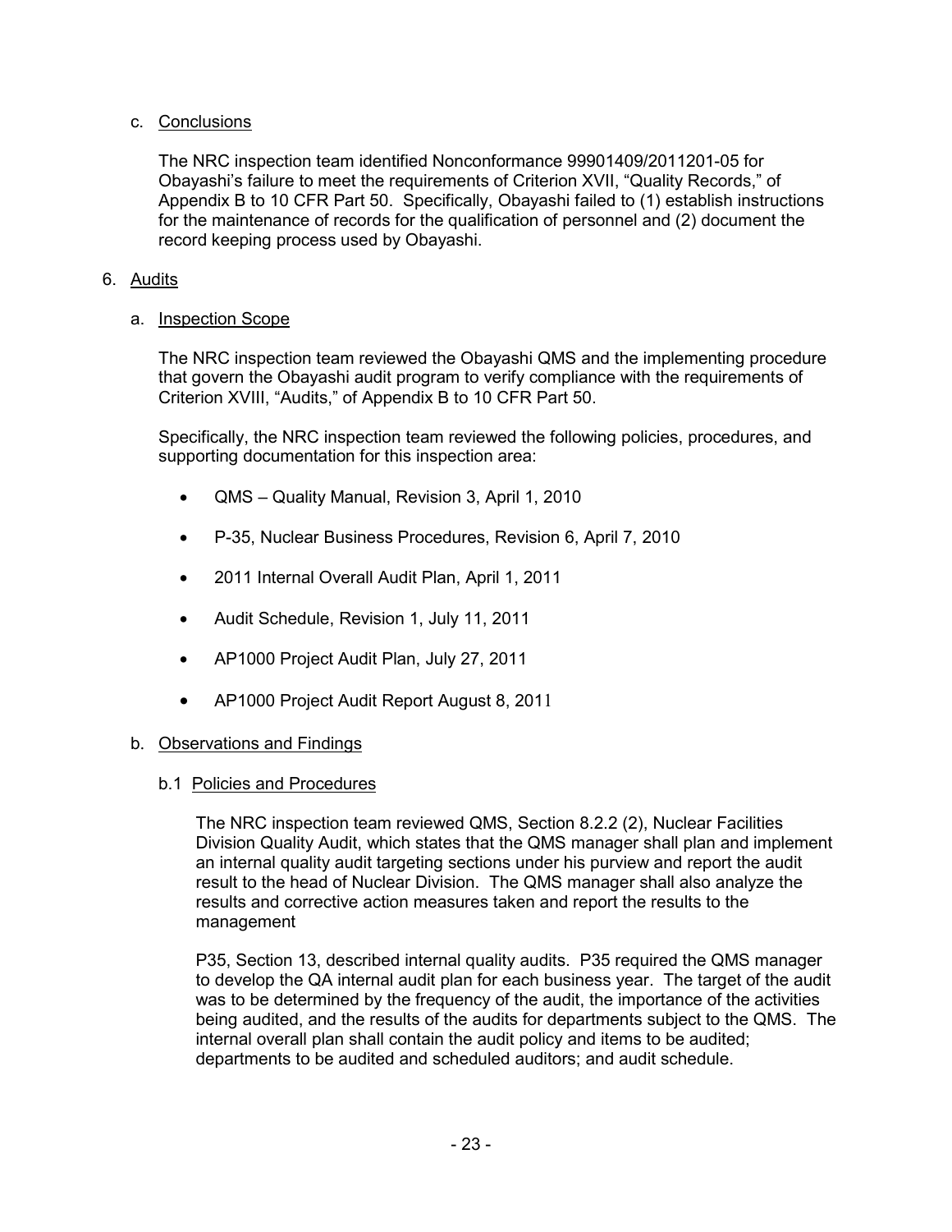c. Conclusions

The NRC inspection team identified Nonconformance 99901409/2011201-05 for Obayashi's failure to meet the requirements of Criterion XVII, "Quality Records," of Appendix B to 10 CFR Part 50. Specifically, Obayashi failed to (1) establish instructions for the maintenance of records for the qualification of personnel and (2) document the record keeping process used by Obayashi.

6. Audits

a. Inspection Scope

The NRC inspection team reviewed the Obayashi QMS and the implementing procedure that govern the Obayashi audit program to verify compliance with the requirements of Criterion XVIII, "Audits," of Appendix B to 10 CFR Part 50.

Specifically, the NRC inspection team reviewed the following policies, procedures, and supporting documentation for this inspection area:

- QMS – Quality Manual, Revision 3, April 1, 2010
- P-35, Nuclear Business Procedures, Revision 6, April 7, 2010
- 2011 Internal Overall Audit Plan, April 1, 2011
- Audit Schedule, Revision 1, July 11, 2011
- AP1000 Project Audit Plan, July 27, 2011
- AP1000 Project Audit Report August 8, 2011

b. Observations and Findings

b.1 Policies and Procedures

The NRC inspection team reviewed QMS, Section 8.2.2 (2), Nuclear Facilities Division Quality Audit, which states that the QMS manager shall plan and implement an internal quality audit targeting sections under his purview and report the audit result to the head of Nuclear Division. The QMS manager shall also analyze the results and corrective action measures taken and report the results to the management

P35, Section 13, described internal quality audits. P35 required the QMS manager to develop the QA internal audit plan for each business year. The target of the audit was to be determined by the frequency of the audit, the importance of the activities being audited, and the results of the audits for departments subject to the QMS. The internal overall plan shall contain the audit policy and items to be audited; departments to be audited and scheduled auditors; and audit schedule.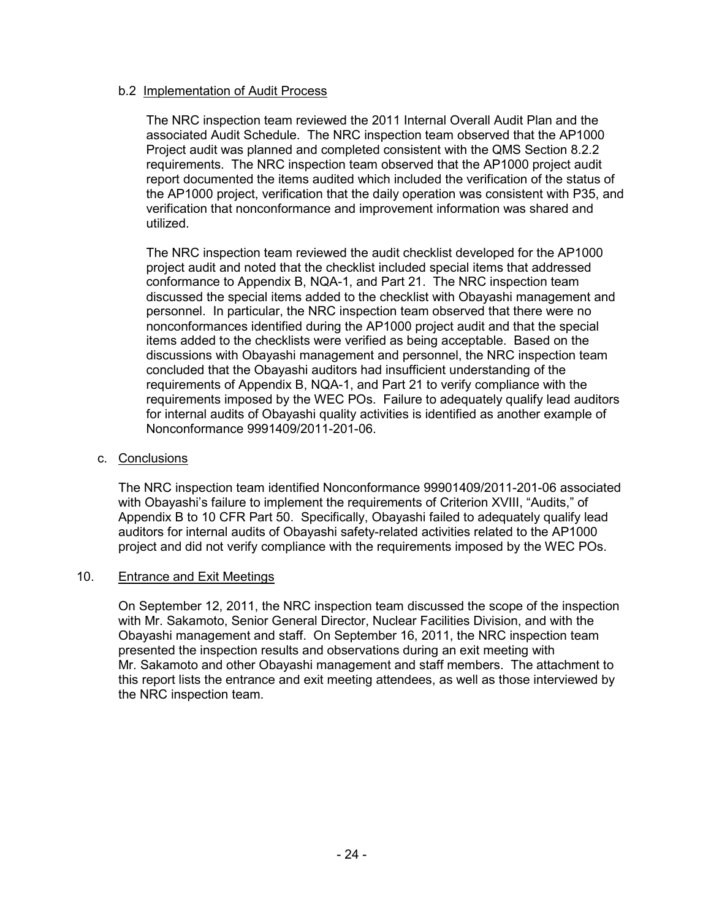b.2 Implementation of Audit Process

The NRC inspection team reviewed the 2011 Internal Overall Audit Plan and the associated Audit Schedule. The NRC inspection team observed that the AP1000 Project audit was planned and completed consistent with the QMS Section 8.2.2 requirements. The NRC inspection team observed that the AP1000 project audit report documented the items audited which included the verification of the status of the AP1000 project, verification that the daily operation was consistent with P35, and verification that nonconformance and improvement information was shared and utilized.

The NRC inspection team reviewed the audit checklist developed for the AP1000 project audit and noted that the checklist included special items that addressed conformance to Appendix B, NQA-1, and Part 21. The NRC inspection team discussed the special items added to the checklist with Obayashi management and personnel. In particular, the NRC inspection team observed that there were no nonconformances identified during the AP1000 project audit and that the special items added to the checklists were verified as being acceptable. Based on the discussions with Obayashi management and personnel, the NRC inspection team concluded that the Obayashi auditors had insufficient understanding of the requirements of Appendix B, NQA-1, and Part 21 to verify compliance with the requirements imposed by the WEC POs. Failure to adequately qualify lead auditors for internal audits of Obayashi quality activities is identified as another example of Nonconformance 9991409/2011-201-06.

c. Conclusions

The NRC inspection team identified Nonconformance 99901409/2011-201-06 associated with Obayashi's failure to implement the requirements of Criterion XVIII, "Audits," of Appendix B to 10 CFR Part 50. Specifically, Obayashi failed to adequately qualify lead auditors for internal audits of Obayashi safety-related activities related to the AP1000 project and did not verify compliance with the requirements imposed by the WEC POs.

## 10. Entrance and Exit Meetings

On September 12, 2011, the NRC inspection team discussed the scope of the inspection with Mr. Sakamoto, Senior General Director, Nuclear Facilities Division, and with the Obayashi management and staff. On September 16, 2011, the NRC inspection team presented the inspection results and observations during an exit meeting with Mr. Sakamoto and other Obayashi management and staff members. The attachment to this report lists the entrance and exit meeting attendees, as well as those interviewed by the NRC inspection team.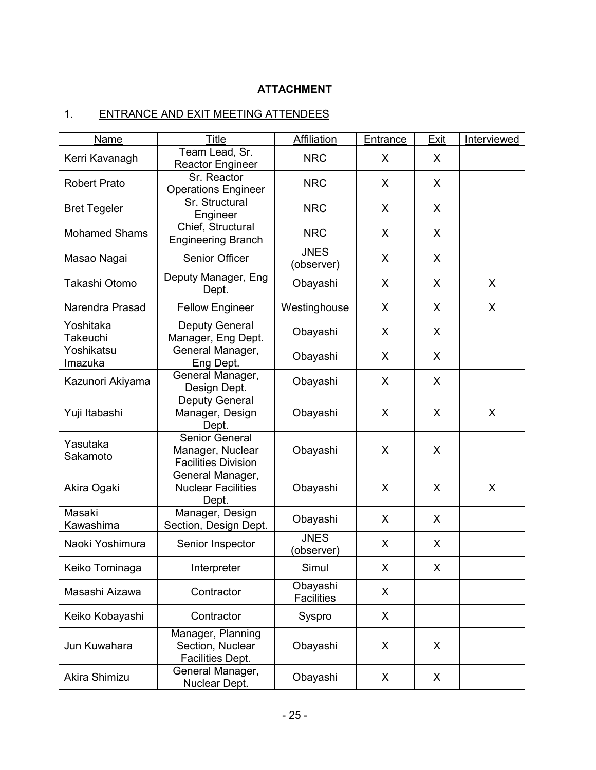## ATTACHMENT

### 1. ENTRANCE AND EXIT MEETING ATTENDEES

| Name | Title | Affiliation | Entrance | Exit | Interviewed |
|---|---|---|---|---|---|
| Kerri Kavanagh | Team Lead, Sr. Reactor Engineer | NRC | X | X | |
| Robert Prato | Sr. Reactor Operations Engineer | NRC | X | X | |
| Bret Tegeler | Sr. Structural Engineer | NRC | X | X | |
| Mohamed Shams | Chief, Structural Engineering Branch | NRC | X | X | |
| Masao Nagai | Senior Officer | JNES (observer) | X | X | |
| Takashi Otomo | Deputy Manager, Eng Dept. | Obayashi | X | X | X |
| Narendra Prasad | Fellow Engineer | Westinghouse | X | X | X |
| Yoshitaka Takeuchi | Deputy General Manager, Eng Dept. | Obayashi | X | X | |
| Yoshikatsu Imazuka | General Manager, Eng Dept. | Obayashi | X | X | |
| Kazunori Akiyama | General Manager, Design Dept. | Obayashi | X | X | |
| Yuji Itabashi | Deputy General Manager, Design Dept. | Obayashi | X | X | X |
| Yasutaka Sakamoto | Senior General Manager, Nuclear Facilities Division | Obayashi | X | X | |
| Akira Ogaki | General Manager, Nuclear Facilities Dept. | Obayashi | X | X | X |
| Masaki Kawashima | Manager, Design Section, Design Dept. | Obayashi | X | X | |
| Naoki Yoshimura | Senior Inspector | JNES (observer) | X | X | |
| Keiko Tominaga | Interpreter | Simul | X | X | |
| Masashi Aizawa | Contractor | Obayashi Facilities | X | | |
| Keiko Kobayashi | Contractor | Syspro | X | | |
| Jun Kuwahara | Manager, Planning Section, Nuclear Facilities Dept. | Obayashi | X | X | |
| Akira Shimizu | General Manager, Nuclear Dept. | Obayashi | X | X | |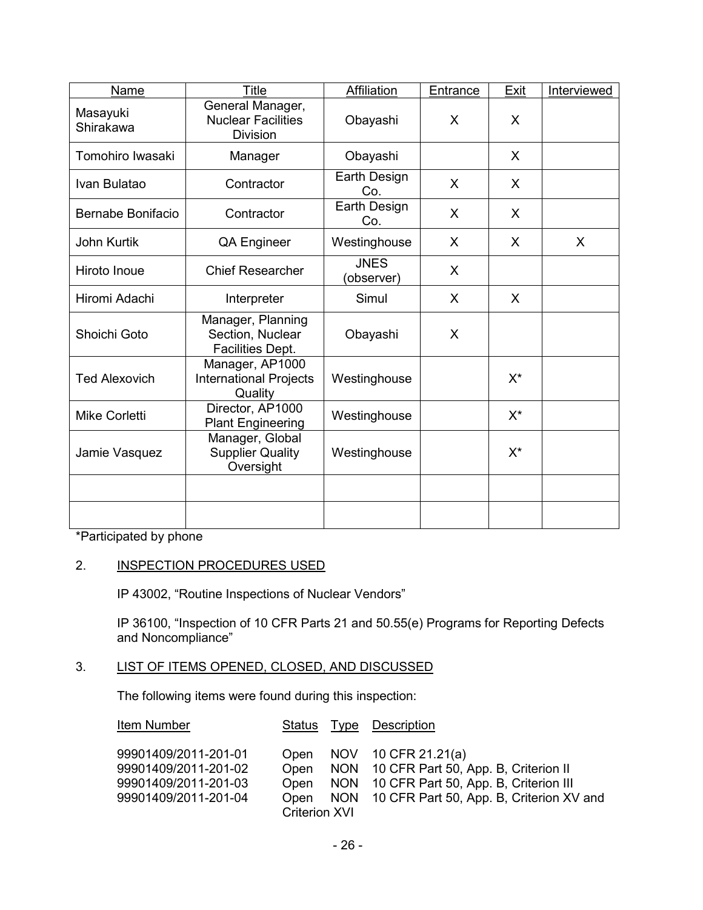| Name | Title | Affiliation | Entrance | Exit | Interviewed |
|---|---|---|---|---|---|
| Masayuki Shirakawa | General Manager, Nuclear Facilities Division | Obayashi | X | X | |
| Tomohiro Iwasaki | Manager | Obayashi | | X | |
| Ivan Bulatao | Contractor | Earth Design Co. | X | X | |
| Bernabe Bonifacio | Contractor | Earth Design Co. | X | X | |
| John Kurtik | QA Engineer | Westinghouse | X | X | X |
| Hiroto Inoue | Chief Researcher | JNES (observer) | X | | |
| Hiromi Adachi | Interpreter | Simul | X | X | |
| Shoichi Goto | Manager, Planning Section, Nuclear Facilities Dept. | Obayashi | X | | |
| Ted Alexovich | Manager, AP1000 International Projects Quality | Westinghouse | | X* | |
| Mike Corletti | Director, AP1000 Plant Engineering | Westinghouse | | X* | |
| Jamie Vasquez | Manager, Global Supplier Quality Oversight | Westinghouse | | X* | |
| | | | | | |
| | | | | | |

*Participated by phone

## 2. INSPECTION PROCEDURES USED

IP 43002, "Routine Inspections of Nuclear Vendors"

IP 36100, "Inspection of 10 CFR Parts 21 and 50.55(e) Programs for Reporting Defects and Noncompliance"

## 3. LIST OF ITEMS OPENED, CLOSED, AND DISCUSSED

The following items were found during this inspection:

| Item Number | Status | Type | Description |
|---|---|---|---|
| 99901409/2011-201-01 | Open | NOV | 10 CFR 21.21(a) |
| 99901409/2011-201-02 | Open | NON | 10 CFR Part 50, App. B, Criterion II |
| 99901409/2011-201-03 | Open | NON | 10 CFR Part 50, App. B, Criterion III |
| 99901409/2011-201-04 | Open | NON | 10 CFR Part 50, App. B, Criterion XV and Criterion XVI |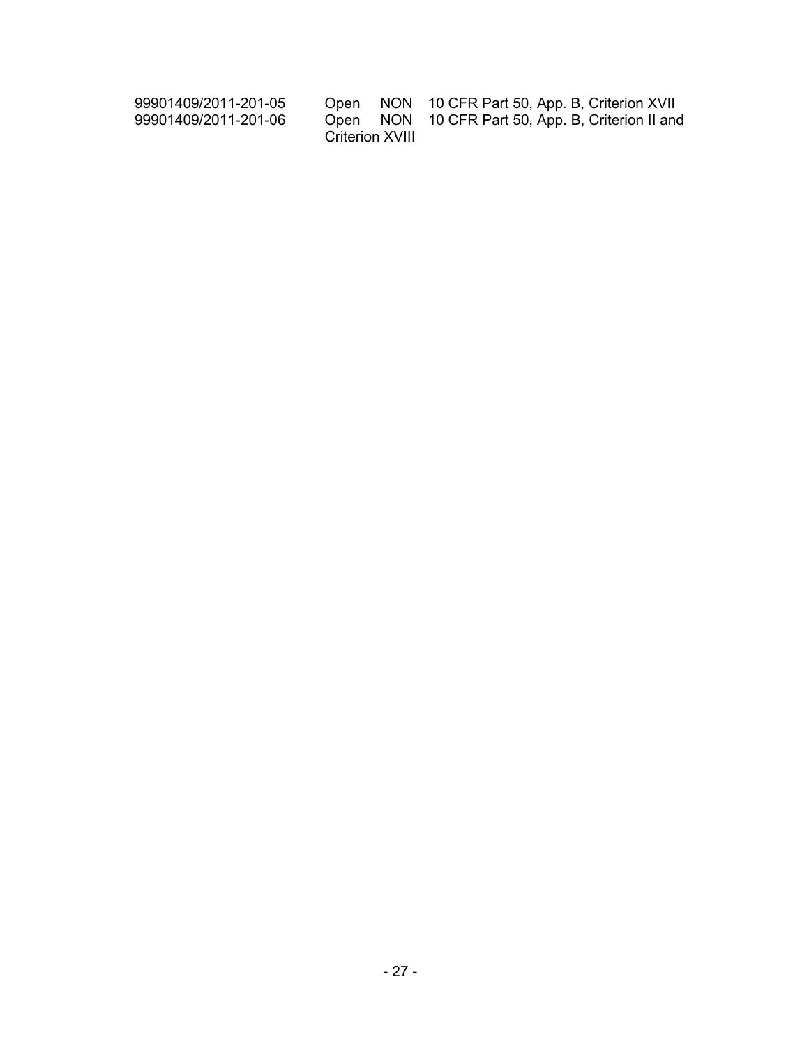| | | | |
|---|---|---|---|
| 99901409/2011-201-05 | Open | NON | 10 CFR Part 50, App. B, Criterion XVII |
| 99901409/2011-201-06 | Open | NON | 10 CFR Part 50, App. B, Criterion II and Criterion XVIII |